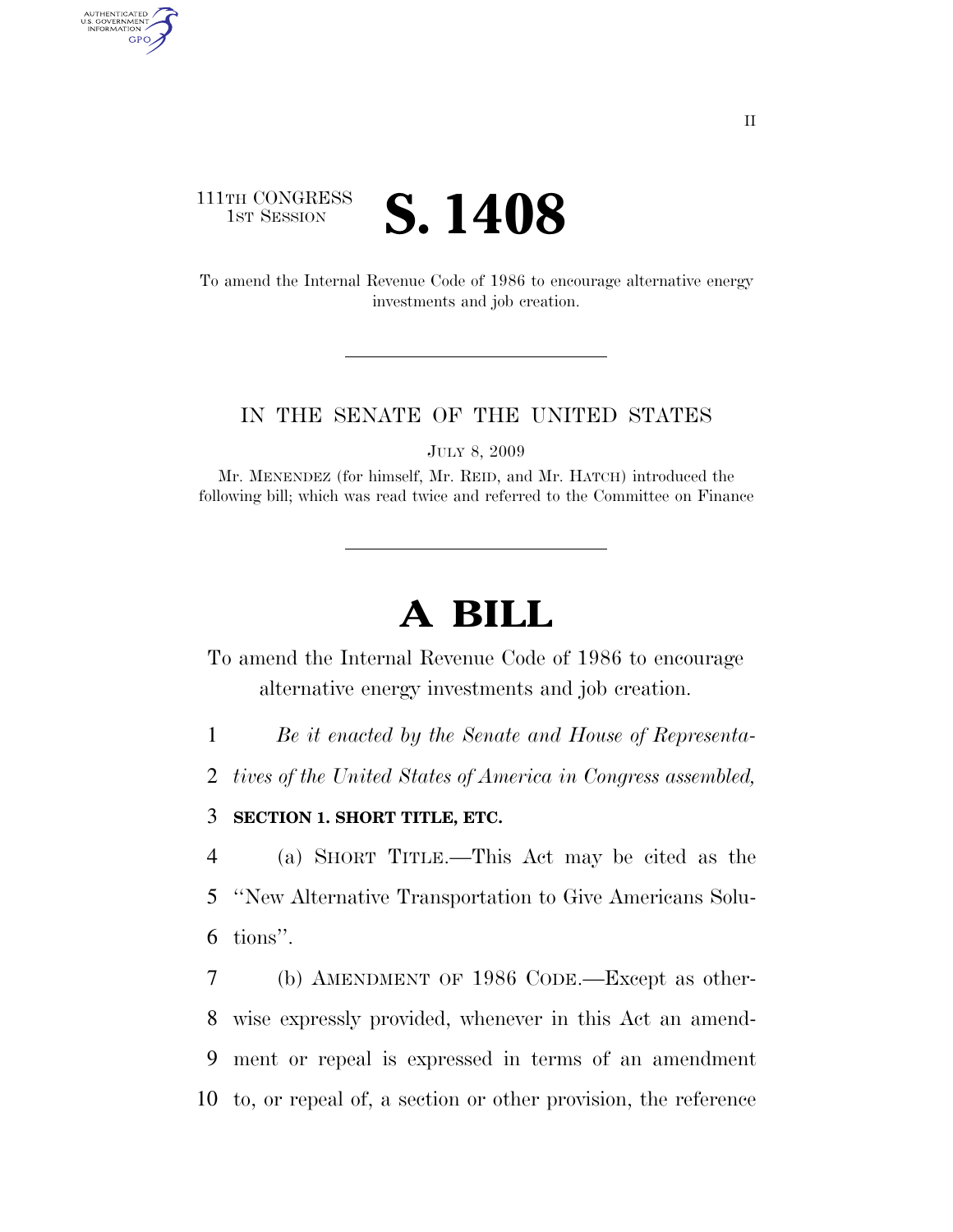111TH CONGRESS
1ST SESSION

# S. 1408

To amend the Internal Revenue Code of 1986 to encourage alternative energy investments and job creation.

IN THE SENATE OF THE UNITED STATES

JULY 8, 2009

Mr. MENENDEZ (for himself, Mr. REID, and Mr. HATCH) introduced the following bill; which was read twice and referred to the Committee on Finance

# A BILL

To amend the Internal Revenue Code of 1986 to encourage alternative energy investments and job creation.

1 *Be it enacted by the Senate and House of Representa-*
2 *tives of the United States of America in Congress assembled,*

3 **SECTION 1. SHORT TITLE, ETC.**

4 (a) SHORT TITLE.—This Act may be cited as the
5 ''New Alternative Transportation to Give Americans Solu-
6 tions''.

7 (b) AMENDMENT OF 1986 CODE.—Except as other-
8 wise expressly provided, whenever in this Act an amend-
9 ment or repeal is expressed in terms of an amendment
10 to, or repeal of, a section or other provision, the reference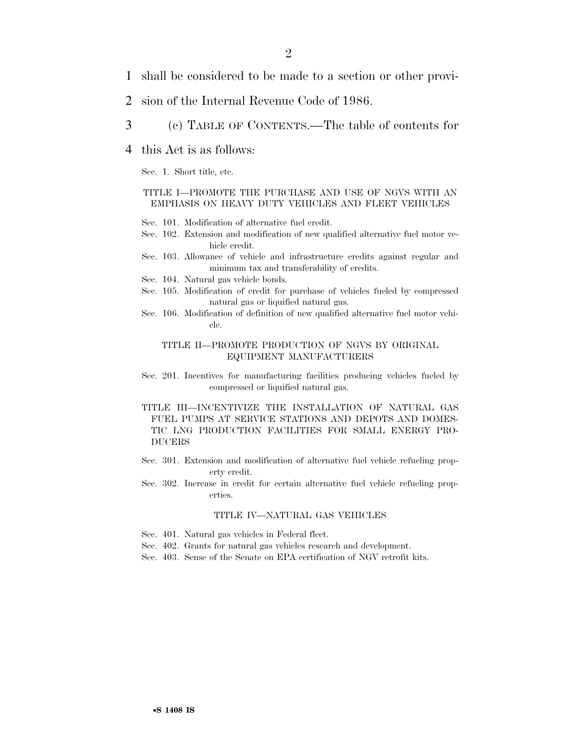shall be considered to be made to a section or other provision of the Internal Revenue Code of 1986.

(c) TABLE OF CONTENTS.—The table of contents for this Act is as follows:

Sec. 1. Short title, etc.

TITLE I—PROMOTE THE PURCHASE AND USE OF NGVS WITH AN EMPHASIS ON HEAVY DUTY VEHICLES AND FLEET VEHICLES

Sec. 101. Modification of alternative fuel credit.
Sec. 102. Extension and modification of new qualified alternative fuel motor vehicle credit.
Sec. 103. Allowance of vehicle and infrastructure credits against regular and minimum tax and transferability of credits.
Sec. 104. Natural gas vehicle bonds.
Sec. 105. Modification of credit for purchase of vehicles fueled by compressed natural gas or liquified natural gas.
Sec. 106. Modification of definition of new qualified alternative fuel motor vehicle.

TITLE II—PROMOTE PRODUCTION OF NGVS BY ORIGINAL EQUIPMENT MANUFACTURERS

Sec. 201. Incentives for manufacturing facilities producing vehicles fueled by compressed or liquified natural gas.

TITLE III—INCENTIVIZE THE INSTALLATION OF NATURAL GAS FUEL PUMPS AT SERVICE STATIONS AND DEPOTS AND DOMESTIC LNG PRODUCTION FACILITIES FOR SMALL ENERGY PRODUCERS

Sec. 301. Extension and modification of alternative fuel vehicle refueling property credit.
Sec. 302. Increase in credit for certain alternative fuel vehicle refueling properties.

TITLE IV—NATURAL GAS VEHICLES

Sec. 401. Natural gas vehicles in Federal fleet.
Sec. 402. Grants for natural gas vehicles research and development.
Sec. 403. Sense of the Senate on EPA certification of NGV retrofit kits.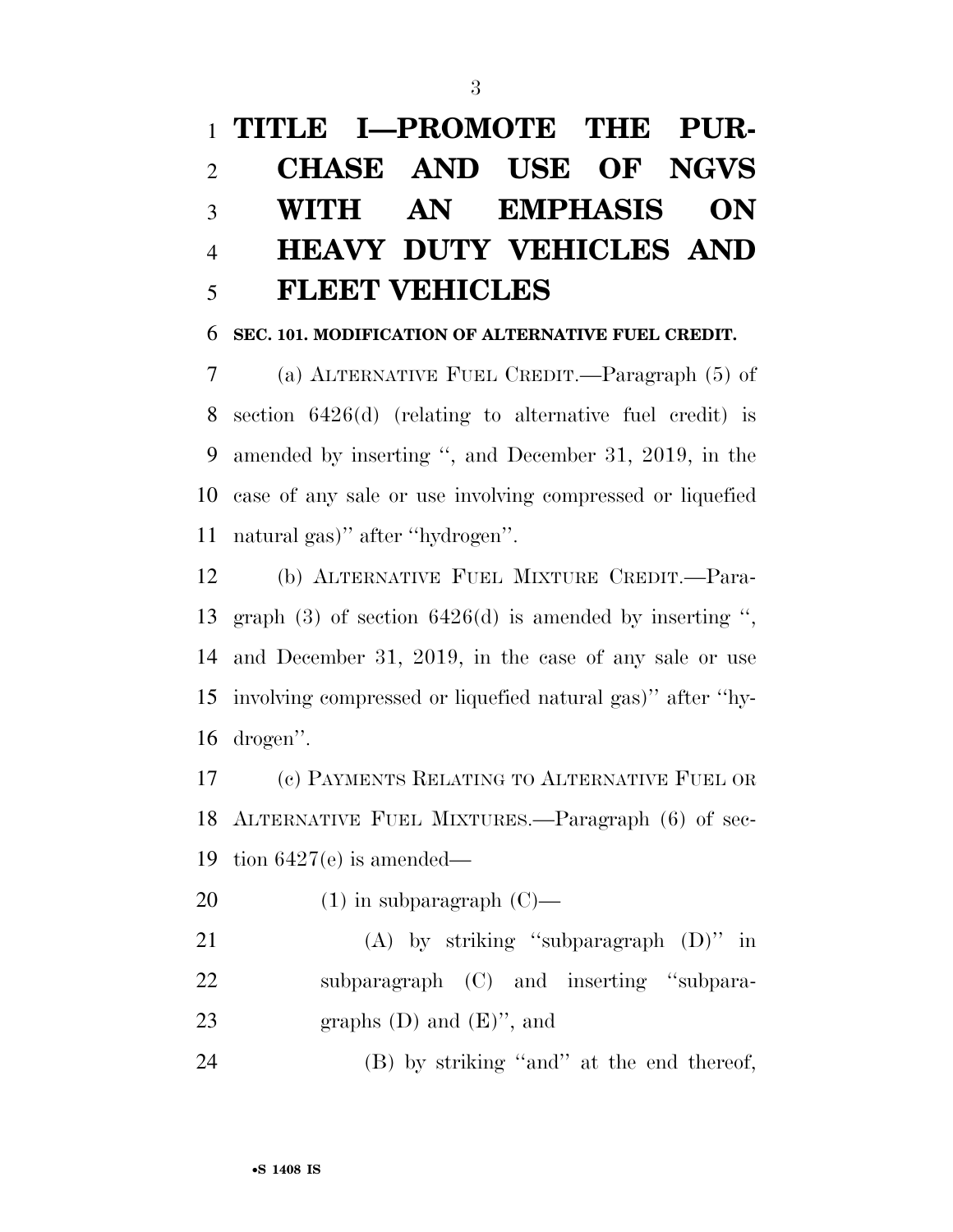# TITLE I—PROMOTE THE PURCHASE AND USE OF NGVS WITH AN EMPHASIS ON HEAVY DUTY VEHICLES AND FLEET VEHICLES

**SEC. 101. MODIFICATION OF ALTERNATIVE FUEL CREDIT.**

(a) ALTERNATIVE FUEL CREDIT.—Paragraph (5) of section 6426(d) (relating to alternative fuel credit) is amended by inserting ", and December 31, 2019, in the case of any sale or use involving compressed or liquefied natural gas)" after "hydrogen".

(b) ALTERNATIVE FUEL MIXTURE CREDIT.—Paragraph (3) of section 6426(d) is amended by inserting ", and December 31, 2019, in the case of any sale or use involving compressed or liquefied natural gas)" after "hydrogen".

(c) PAYMENTS RELATING TO ALTERNATIVE FUEL OR ALTERNATIVE FUEL MIXTURES.—Paragraph (6) of section 6427(e) is amended—

(1) in subparagraph (C)—

(A) by striking "subparagraph (D)" in subparagraph (C) and inserting "subparagraphs (D) and (E)", and

(B) by striking "and" at the end thereof,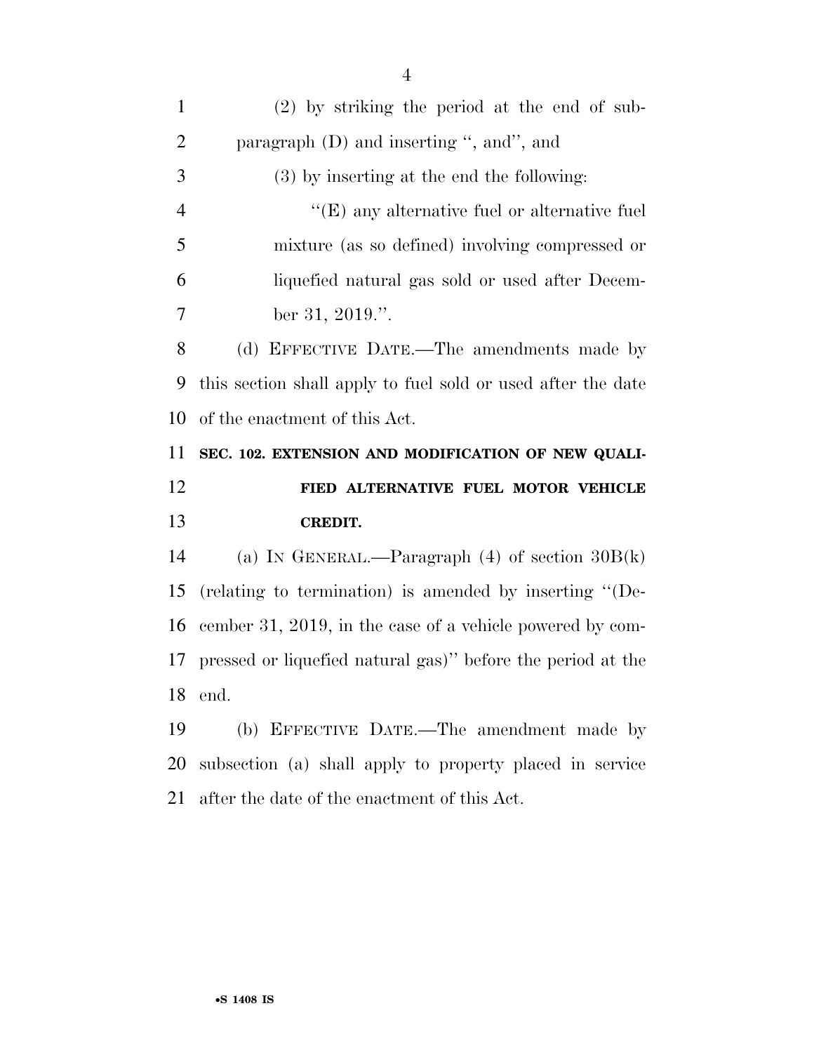(2) by striking the period at the end of subparagraph (D) and inserting ", and", and

(3) by inserting at the end the following:

"(E) any alternative fuel or alternative fuel mixture (as so defined) involving compressed or liquefied natural gas sold or used after December 31, 2019.".

(d) EFFECTIVE DATE.—The amendments made by this section shall apply to fuel sold or used after the date of the enactment of this Act.

**SEC. 102. EXTENSION AND MODIFICATION OF NEW QUALIFIED ALTERNATIVE FUEL MOTOR VEHICLE CREDIT.**

(a) IN GENERAL.—Paragraph (4) of section 30B(k) (relating to termination) is amended by inserting "(December 31, 2019, in the case of a vehicle powered by compressed or liquefied natural gas)" before the period at the end.

(b) EFFECTIVE DATE.—The amendment made by subsection (a) shall apply to property placed in service after the date of the enactment of this Act.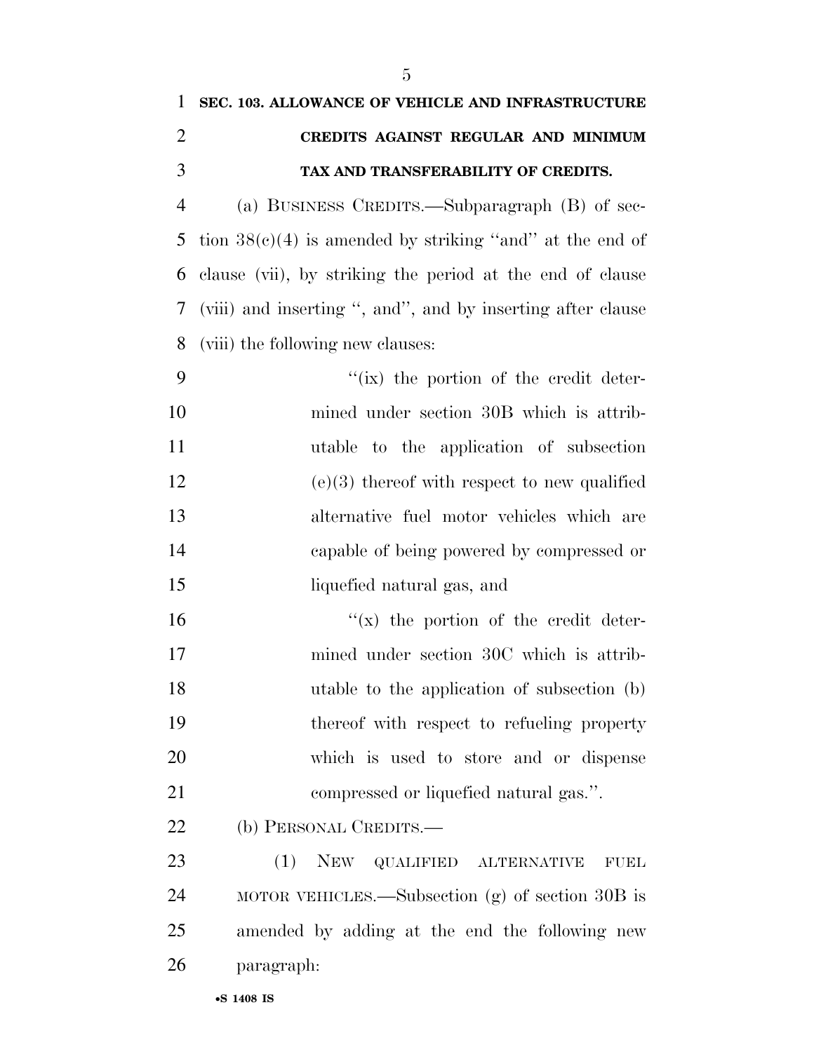**SEC. 103. ALLOWANCE OF VEHICLE AND INFRASTRUCTURE CREDITS AGAINST REGULAR AND MINIMUM TAX AND TRANSFERABILITY OF CREDITS.**

(a) BUSINESS CREDITS.—Subparagraph (B) of section 38(c)(4) is amended by striking ''and'' at the end of clause (vii), by striking the period at the end of clause (viii) and inserting '', and'', and by inserting after clause (viii) the following new clauses:

''(ix) the portion of the credit determined under section 30B which is attributable to the application of subsection (e)(3) thereof with respect to new qualified alternative fuel motor vehicles which are capable of being powered by compressed or liquefied natural gas, and

''(x) the portion of the credit determined under section 30C which is attributable to the application of subsection (b) thereof with respect to refueling property which is used to store and or dispense compressed or liquefied natural gas.''.

(b) PERSONAL CREDITS.—

(1) NEW QUALIFIED ALTERNATIVE FUEL MOTOR VEHICLES.—Subsection (g) of section 30B is amended by adding at the end the following new paragraph: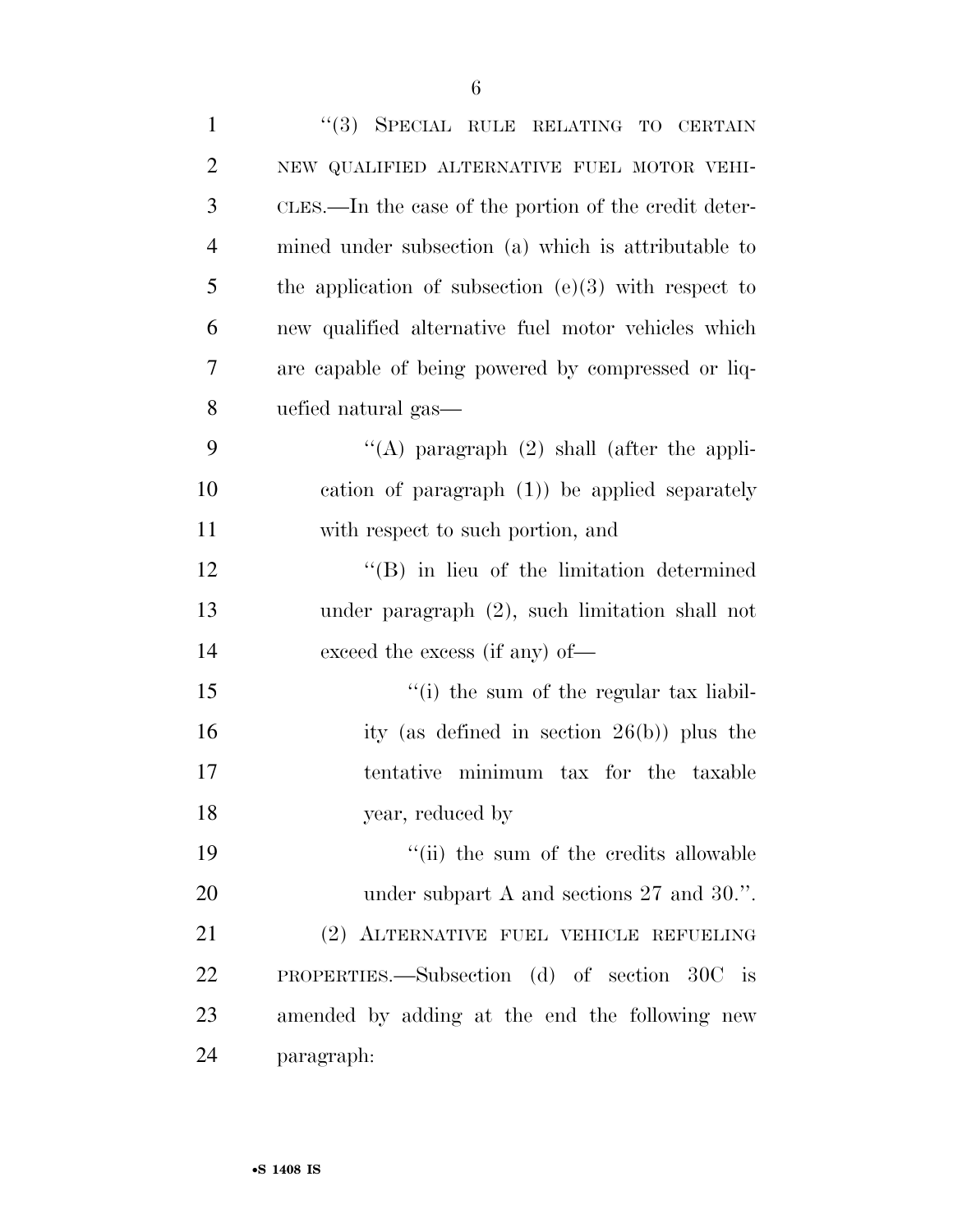"(3) SPECIAL RULE RELATING TO CERTAIN NEW QUALIFIED ALTERNATIVE FUEL MOTOR VEHICLES.—In the case of the portion of the credit determined under subsection (a) which is attributable to the application of subsection (e)(3) with respect to new qualified alternative fuel motor vehicles which are capable of being powered by compressed or liquefied natural gas—

"(A) paragraph (2) shall (after the application of paragraph (1)) be applied separately with respect to such portion, and

"(B) in lieu of the limitation determined under paragraph (2), such limitation shall not exceed the excess (if any) of—

"(i) the sum of the regular tax liability (as defined in section 26(b)) plus the tentative minimum tax for the taxable year, reduced by

"(ii) the sum of the credits allowable under subpart A and sections 27 and 30.".

(2) ALTERNATIVE FUEL VEHICLE REFUELING PROPERTIES.—Subsection (d) of section 30C is amended by adding at the end the following new paragraph: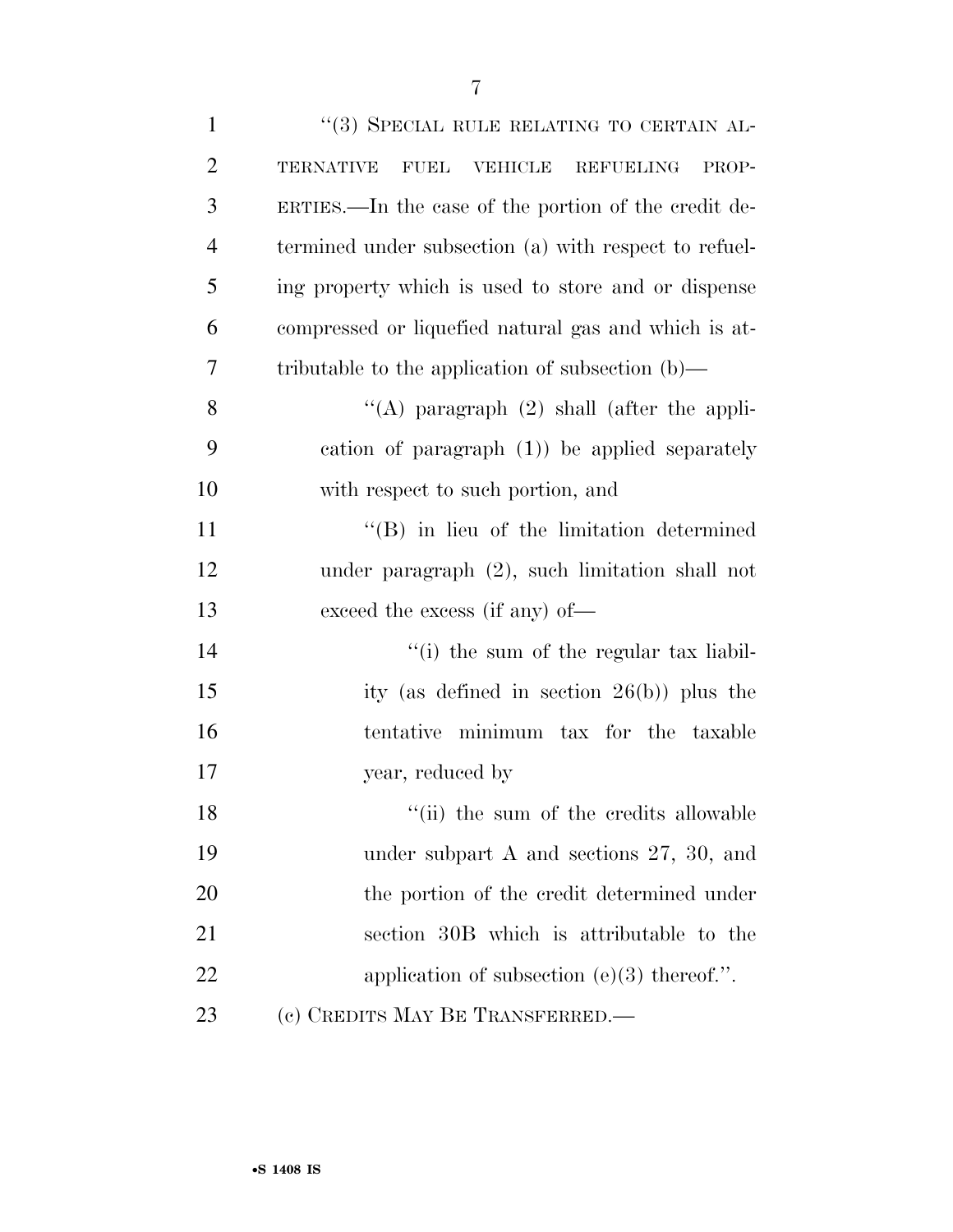''(3) SPECIAL RULE RELATING TO CERTAIN ALTERNATIVE FUEL VEHICLE REFUELING PROPERTIES.—In the case of the portion of the credit determined under subsection (a) with respect to refueling property which is used to store and or dispense compressed or liquefied natural gas and which is attributable to the application of subsection (b)—

''(A) paragraph (2) shall (after the application of paragraph (1)) be applied separately with respect to such portion, and

''(B) in lieu of the limitation determined under paragraph (2), such limitation shall not exceed the excess (if any) of—

''(i) the sum of the regular tax liability (as defined in section 26(b)) plus the tentative minimum tax for the taxable year, reduced by

''(ii) the sum of the credits allowable under subpart A and sections 27, 30, and the portion of the credit determined under section 30B which is attributable to the application of subsection (e)(3) thereof.''.

(c) CREDITS MAY BE TRANSFERRED.—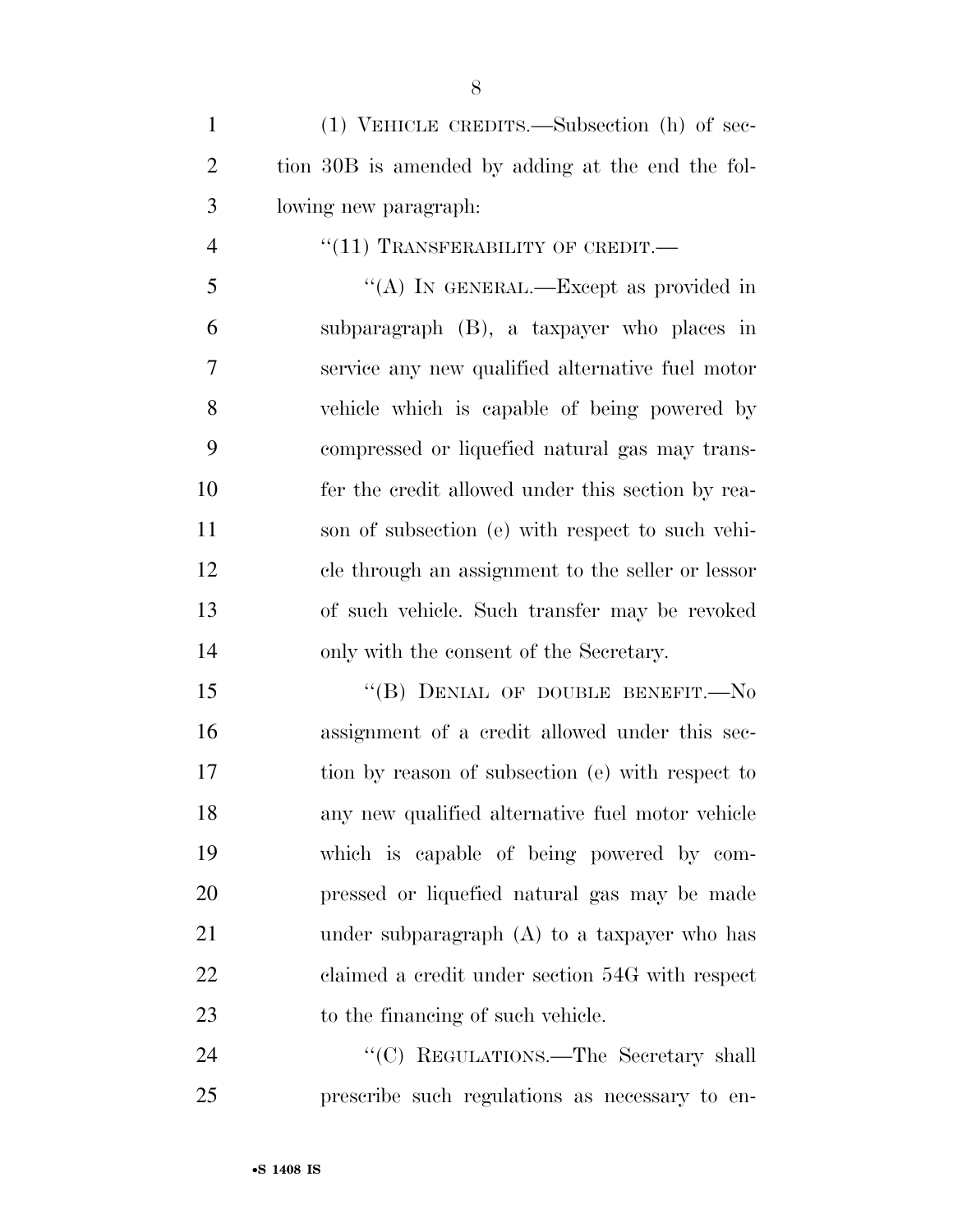(1) VEHICLE CREDITS.—Subsection (h) of section 30B is amended by adding at the end the following new paragraph:

"(11) TRANSFERABILITY OF CREDIT.—

"(A) IN GENERAL.—Except as provided in subparagraph (B), a taxpayer who places in service any new qualified alternative fuel motor vehicle which is capable of being powered by compressed or liquefied natural gas may transfer the credit allowed under this section by reason of subsection (e) with respect to such vehicle through an assignment to the seller or lessor of such vehicle. Such transfer may be revoked only with the consent of the Secretary.

"(B) DENIAL OF DOUBLE BENEFIT.—No assignment of a credit allowed under this section by reason of subsection (e) with respect to any new qualified alternative fuel motor vehicle which is capable of being powered by compressed or liquefied natural gas may be made under subparagraph (A) to a taxpayer who has claimed a credit under section 54G with respect to the financing of such vehicle.

"(C) REGULATIONS.—The Secretary shall prescribe such regulations as necessary to en-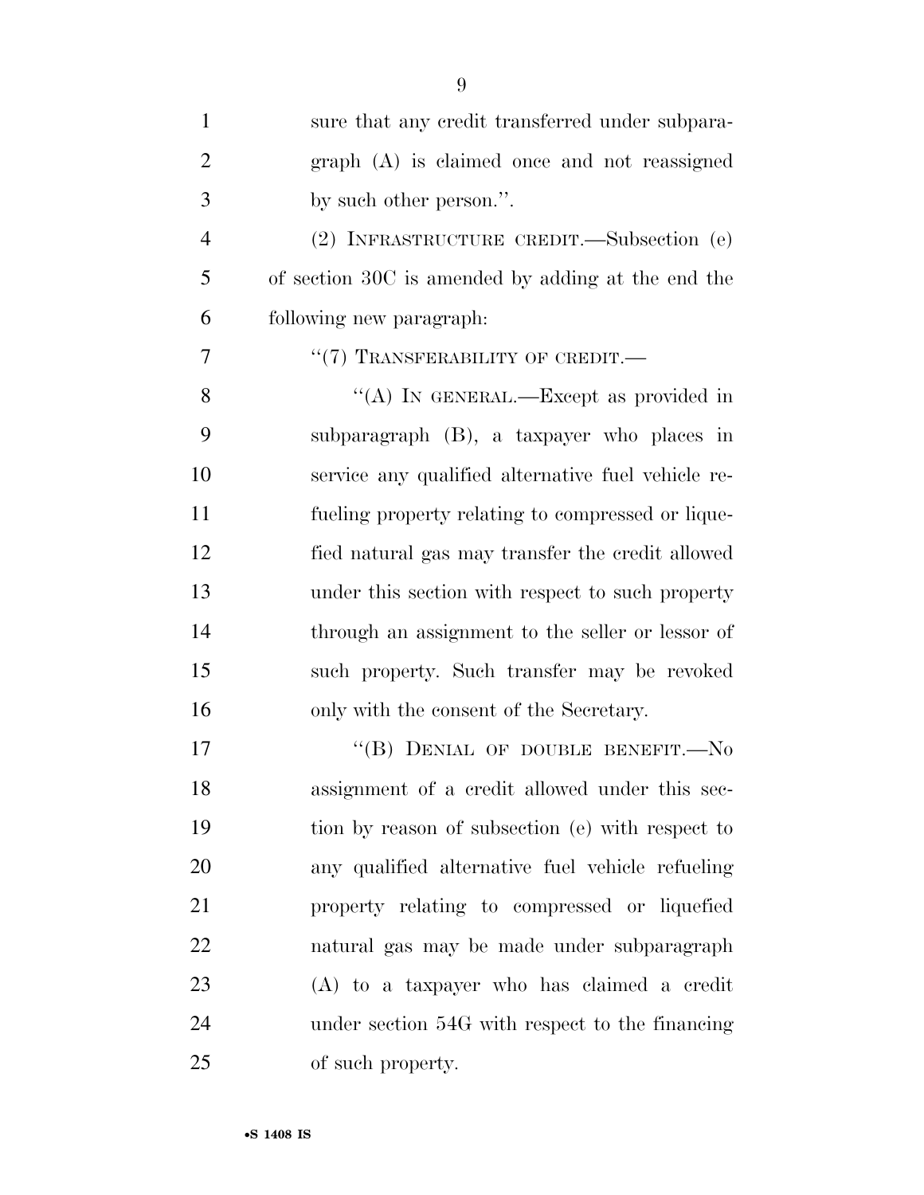sure that any credit transferred under subparagraph (A) is claimed once and not reassigned by such other person.''.

(2) INFRASTRUCTURE CREDIT.—Subsection (e) of section 30C is amended by adding at the end the following new paragraph:

''(7) TRANSFERABILITY OF CREDIT.—

''(A) IN GENERAL.—Except as provided in subparagraph (B), a taxpayer who places in service any qualified alternative fuel vehicle refueling property relating to compressed or liquefied natural gas may transfer the credit allowed under this section with respect to such property through an assignment to the seller or lessor of such property. Such transfer may be revoked only with the consent of the Secretary.

''(B) DENIAL OF DOUBLE BENEFIT.—No assignment of a credit allowed under this section by reason of subsection (e) with respect to any qualified alternative fuel vehicle refueling property relating to compressed or liquefied natural gas may be made under subparagraph (A) to a taxpayer who has claimed a credit under section 54G with respect to the financing of such property.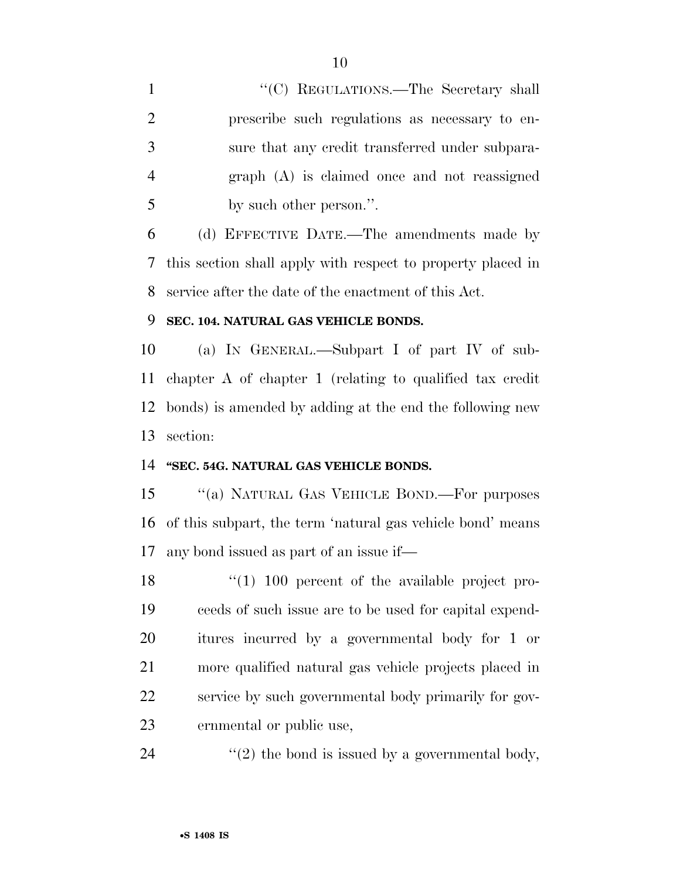"(C) REGULATIONS.—The Secretary shall prescribe such regulations as necessary to ensure that any credit transferred under subparagraph (A) is claimed once and not reassigned by such other person.".

(d) EFFECTIVE DATE.—The amendments made by this section shall apply with respect to property placed in service after the date of the enactment of this Act.

**SEC. 104. NATURAL GAS VEHICLE BONDS.**

(a) IN GENERAL.—Subpart I of part IV of subchapter A of chapter 1 (relating to qualified tax credit bonds) is amended by adding at the end the following new section:

**"SEC. 54G. NATURAL GAS VEHICLE BONDS.**

"(a) NATURAL GAS VEHICLE BOND.—For purposes of this subpart, the term 'natural gas vehicle bond' means any bond issued as part of an issue if—

"(1) 100 percent of the available project proceeds of such issue are to be used for capital expenditures incurred by a governmental body for 1 or more qualified natural gas vehicle projects placed in service by such governmental body primarily for governmental or public use,

"(2) the bond is issued by a governmental body,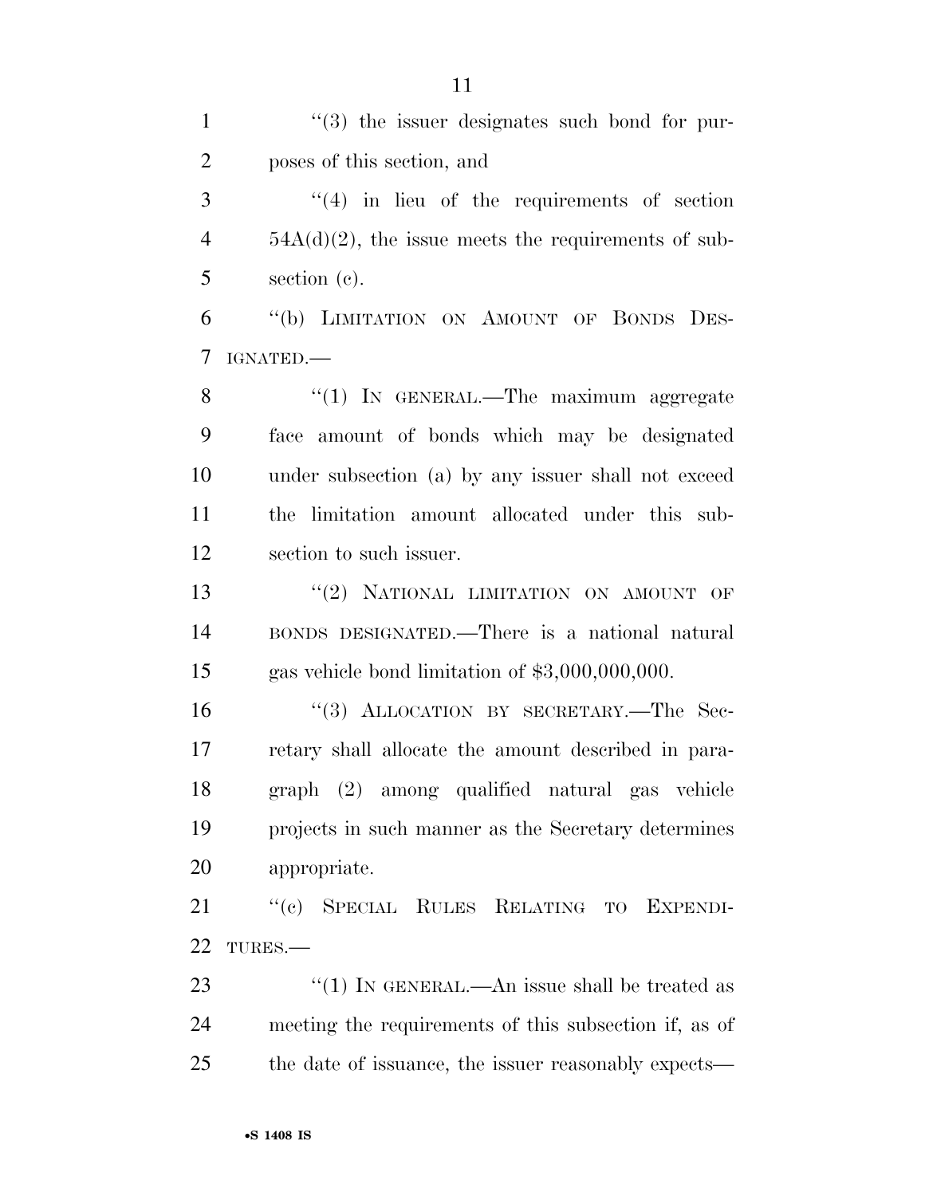"(3) the issuer designates such bond for purposes of this section, and

"(4) in lieu of the requirements of section 54A(d)(2), the issue meets the requirements of subsection (c).

"(b) LIMITATION ON AMOUNT OF BONDS DESIGNATED.—

"(1) IN GENERAL.—The maximum aggregate face amount of bonds which may be designated under subsection (a) by any issuer shall not exceed the limitation amount allocated under this subsection to such issuer.

"(2) NATIONAL LIMITATION ON AMOUNT OF BONDS DESIGNATED.—There is a national natural gas vehicle bond limitation of $3,000,000,000.

"(3) ALLOCATION BY SECRETARY.—The Secretary shall allocate the amount described in paragraph (2) among qualified natural gas vehicle projects in such manner as the Secretary determines appropriate.

"(c) SPECIAL RULES RELATING TO EXPENDITURES.—

"(1) IN GENERAL.—An issue shall be treated as meeting the requirements of this subsection if, as of the date of issuance, the issuer reasonably expects—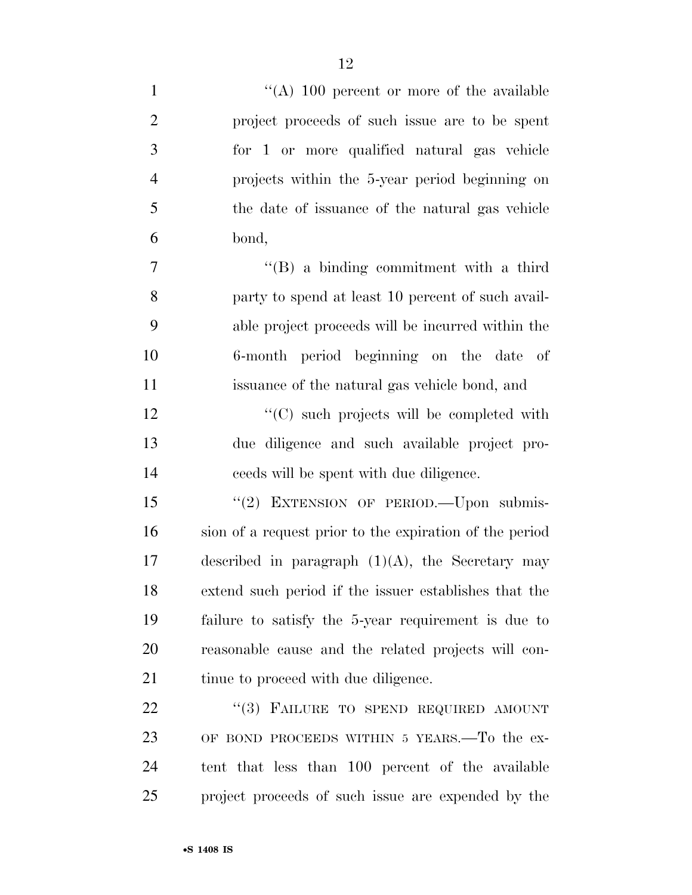"(A) 100 percent or more of the available project proceeds of such issue are to be spent for 1 or more qualified natural gas vehicle projects within the 5-year period beginning on the date of issuance of the natural gas vehicle bond,

"(B) a binding commitment with a third party to spend at least 10 percent of such available project proceeds will be incurred within the 6-month period beginning on the date of issuance of the natural gas vehicle bond, and

"(C) such projects will be completed with due diligence and such available project proceeds will be spent with due diligence.

"(2) EXTENSION OF PERIOD.—Upon submission of a request prior to the expiration of the period described in paragraph (1)(A), the Secretary may extend such period if the issuer establishes that the failure to satisfy the 5-year requirement is due to reasonable cause and the related projects will continue to proceed with due diligence.

"(3) FAILURE TO SPEND REQUIRED AMOUNT OF BOND PROCEEDS WITHIN 5 YEARS.—To the extent that less than 100 percent of the available project proceeds of such issue are expended by the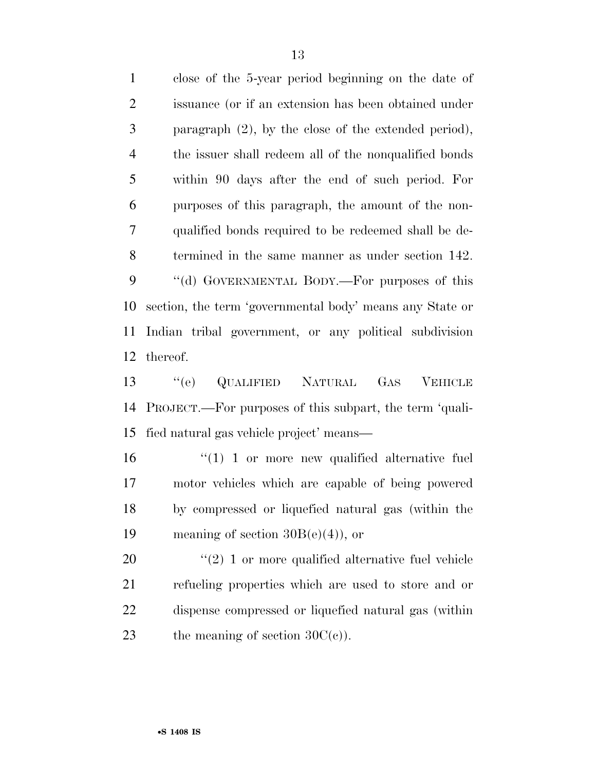close of the 5-year period beginning on the date of issuance (or if an extension has been obtained under paragraph (2), by the close of the extended period), the issuer shall redeem all of the nonqualified bonds within 90 days after the end of such period. For purposes of this paragraph, the amount of the non-qualified bonds required to be redeemed shall be determined in the same manner as under section 142.

"(d) GOVERNMENTAL BODY.—For purposes of this section, the term 'governmental body' means any State or Indian tribal government, or any political subdivision thereof.

"(e) QUALIFIED NATURAL GAS VEHICLE PROJECT.—For purposes of this subpart, the term 'qualified natural gas vehicle project' means—

"(1) 1 or more new qualified alternative fuel motor vehicles which are capable of being powered by compressed or liquefied natural gas (within the meaning of section 30B(e)(4)), or

"(2) 1 or more qualified alternative fuel vehicle refueling properties which are used to store and or dispense compressed or liquefied natural gas (within the meaning of section 30C(c)).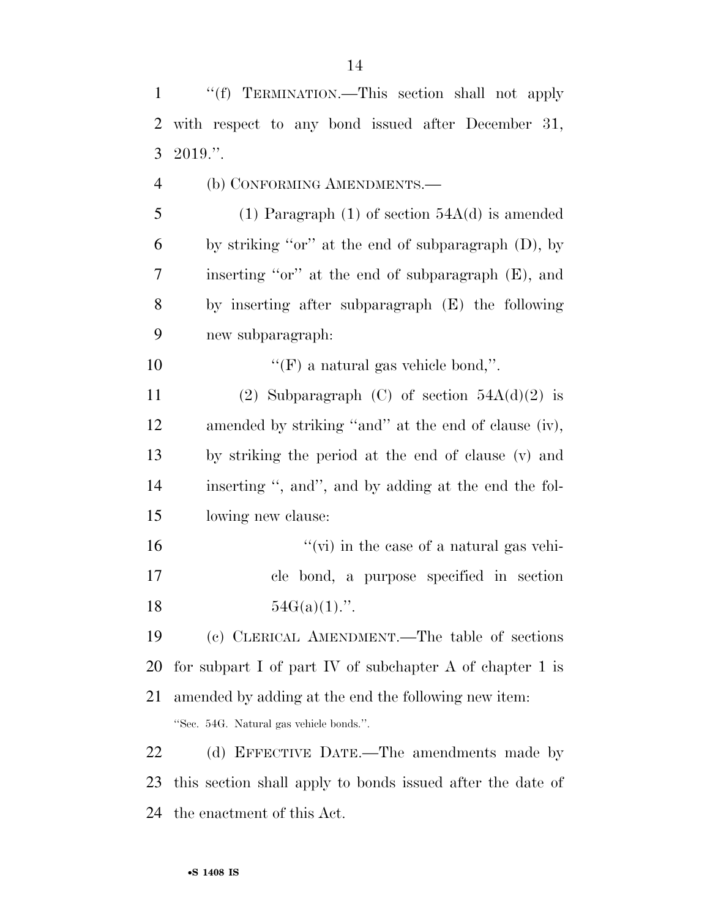''(f) TERMINATION.—This section shall not apply with respect to any bond issued after December 31, 2019.''.

(b) CONFORMING AMENDMENTS.—

(1) Paragraph (1) of section 54A(d) is amended by striking ''or'' at the end of subparagraph (D), by inserting ''or'' at the end of subparagraph (E), and by inserting after subparagraph (E) the following new subparagraph:

''(F) a natural gas vehicle bond,''.

(2) Subparagraph (C) of section 54A(d)(2) is amended by striking ''and'' at the end of clause (iv), by striking the period at the end of clause (v) and inserting '', and'', and by adding at the end the following new clause:

''(vi) in the case of a natural gas vehicle bond, a purpose specified in section 54G(a)(1).''.

(c) CLERICAL AMENDMENT.—The table of sections for subpart I of part IV of subchapter A of chapter 1 is amended by adding at the end the following new item:

''Sec. 54G. Natural gas vehicle bonds.''.

(d) EFFECTIVE DATE.—The amendments made by this section shall apply to bonds issued after the date of the enactment of this Act.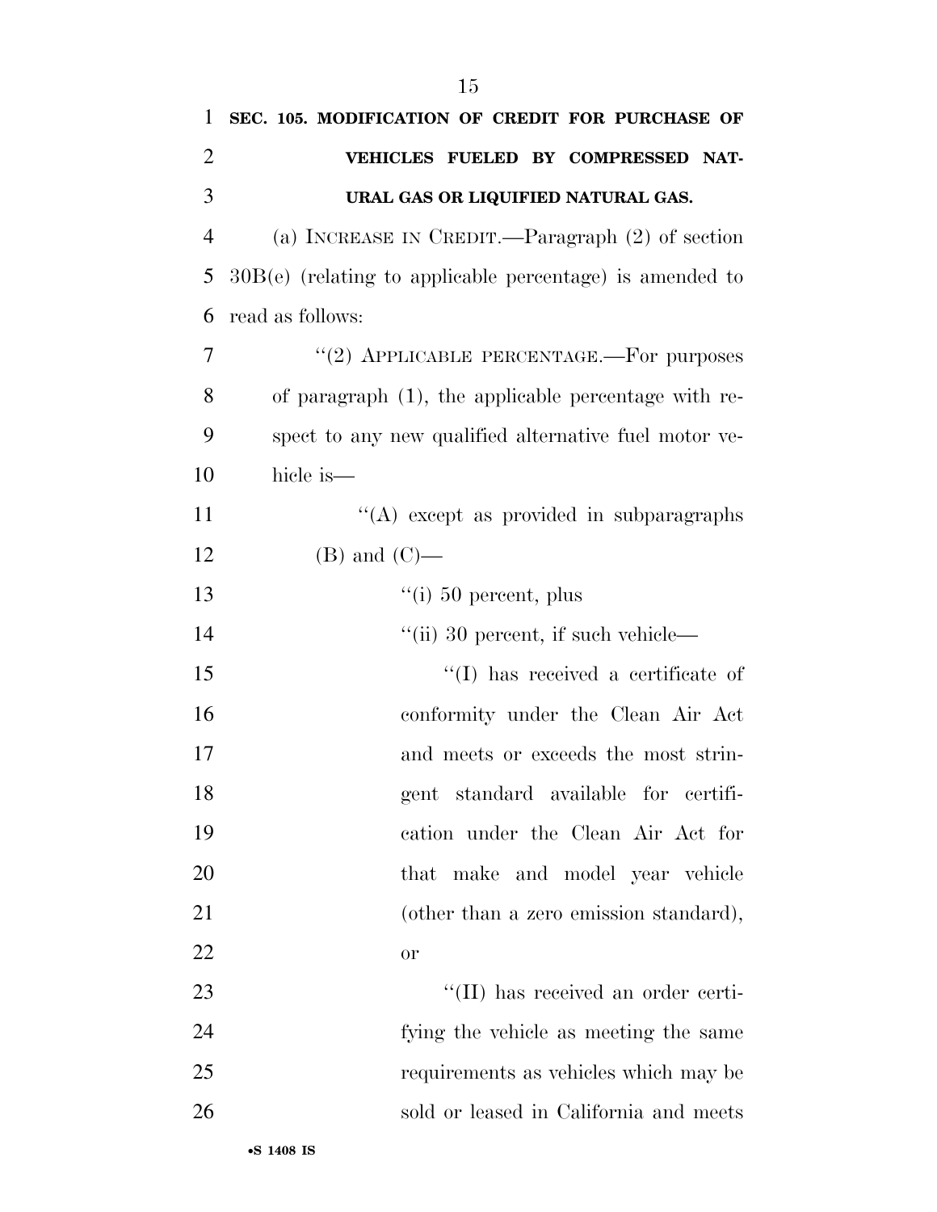**SEC. 105. MODIFICATION OF CREDIT FOR PURCHASE OF VEHICLES FUELED BY COMPRESSED NATURAL GAS OR LIQUIFIED NATURAL GAS.**

(a) INCREASE IN CREDIT.—Paragraph (2) of section 30B(e) (relating to applicable percentage) is amended to read as follows:

"(2) APPLICABLE PERCENTAGE.—For purposes of paragraph (1), the applicable percentage with respect to any new qualified alternative fuel motor vehicle is—

"(A) except as provided in subparagraphs (B) and (C)—

"(i) 50 percent, plus

"(ii) 30 percent, if such vehicle—

"(I) has received a certificate of conformity under the Clean Air Act and meets or exceeds the most stringent standard available for certification under the Clean Air Act for that make and model year vehicle (other than a zero emission standard), or

"(II) has received an order certifying the vehicle as meeting the same requirements as vehicles which may be sold or leased in California and meets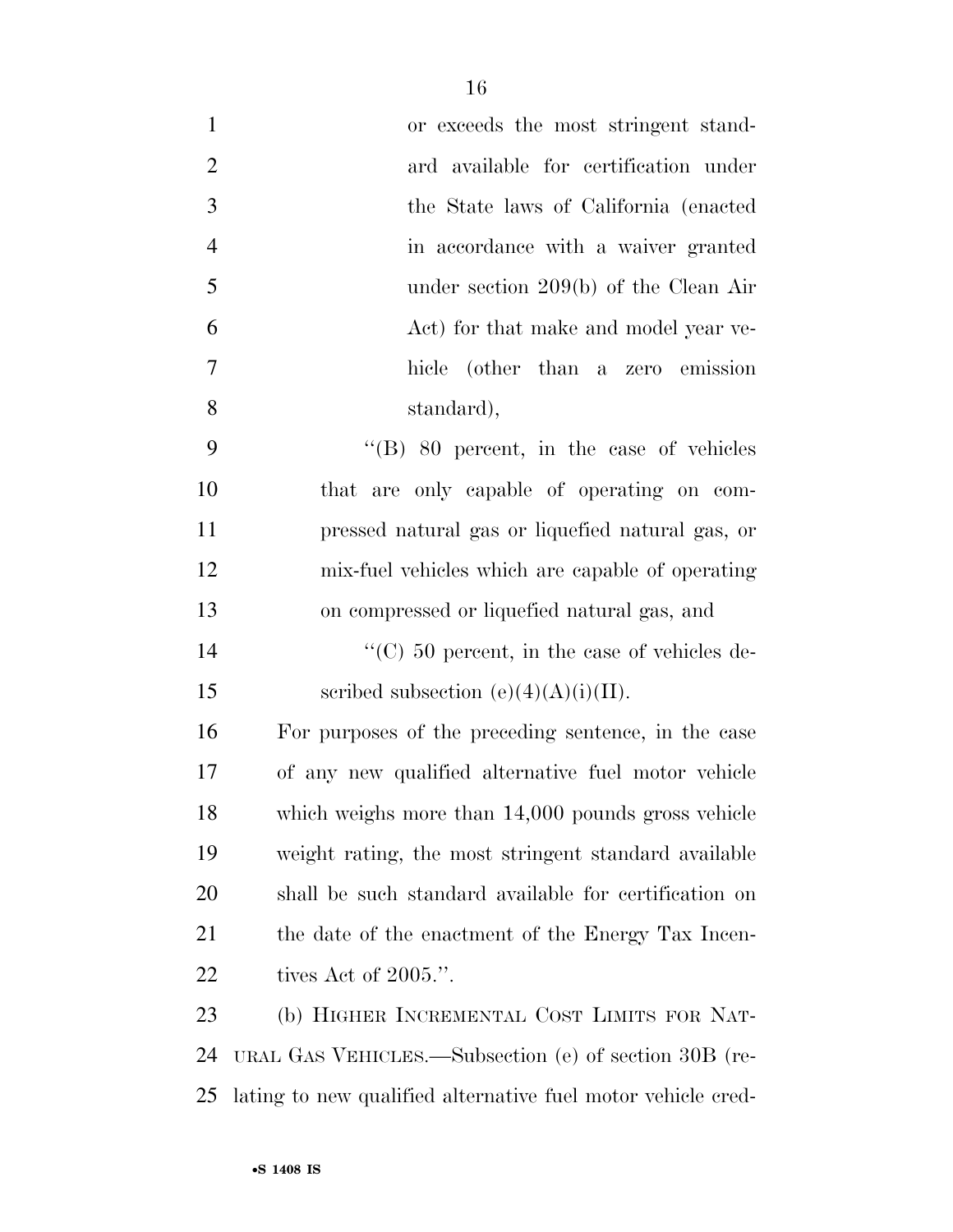or exceeds the most stringent standard available for certification under the State laws of California (enacted in accordance with a waiver granted under section 209(b) of the Clean Air Act) for that make and model year vehicle (other than a zero emission standard),

"(B) 80 percent, in the case of vehicles that are only capable of operating on compressed natural gas or liquefied natural gas, or mix-fuel vehicles which are capable of operating on compressed or liquefied natural gas, and

"(C) 50 percent, in the case of vehicles described subsection (e)(4)(A)(i)(II).

For purposes of the preceding sentence, in the case of any new qualified alternative fuel motor vehicle which weighs more than 14,000 pounds gross vehicle weight rating, the most stringent standard available shall be such standard available for certification on the date of the enactment of the Energy Tax Incentives Act of 2005.".

(b) HIGHER INCREMENTAL COST LIMITS FOR NATURAL GAS VEHICLES.—Subsection (e) of section 30B (relating to new qualified alternative fuel motor vehicle cred-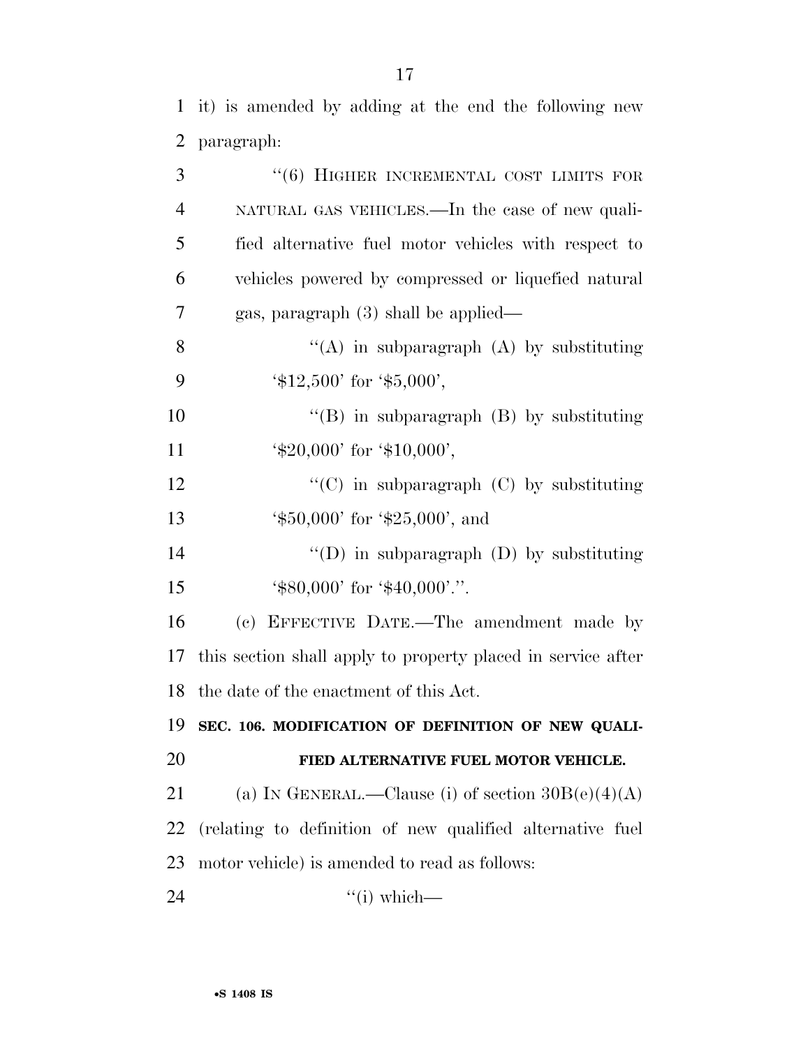it) is amended by adding at the end the following new paragraph:

"(6) HIGHER INCREMENTAL COST LIMITS FOR NATURAL GAS VEHICLES.—In the case of new qualified alternative fuel motor vehicles with respect to vehicles powered by compressed or liquefied natural gas, paragraph (3) shall be applied—

"(A) in subparagraph (A) by substituting '$12,500' for '$5,000',

"(B) in subparagraph (B) by substituting '$20,000' for '$10,000',

"(C) in subparagraph (C) by substituting '$50,000' for '$25,000', and

"(D) in subparagraph (D) by substituting '$80,000' for '$40,000'.".

(c) EFFECTIVE DATE.—The amendment made by this section shall apply to property placed in service after the date of the enactment of this Act.

**SEC. 106. MODIFICATION OF DEFINITION OF NEW QUALIFIED ALTERNATIVE FUEL MOTOR VEHICLE.**

(a) IN GENERAL.—Clause (i) of section 30B(e)(4)(A) (relating to definition of new qualified alternative fuel motor vehicle) is amended to read as follows:

"(i) which—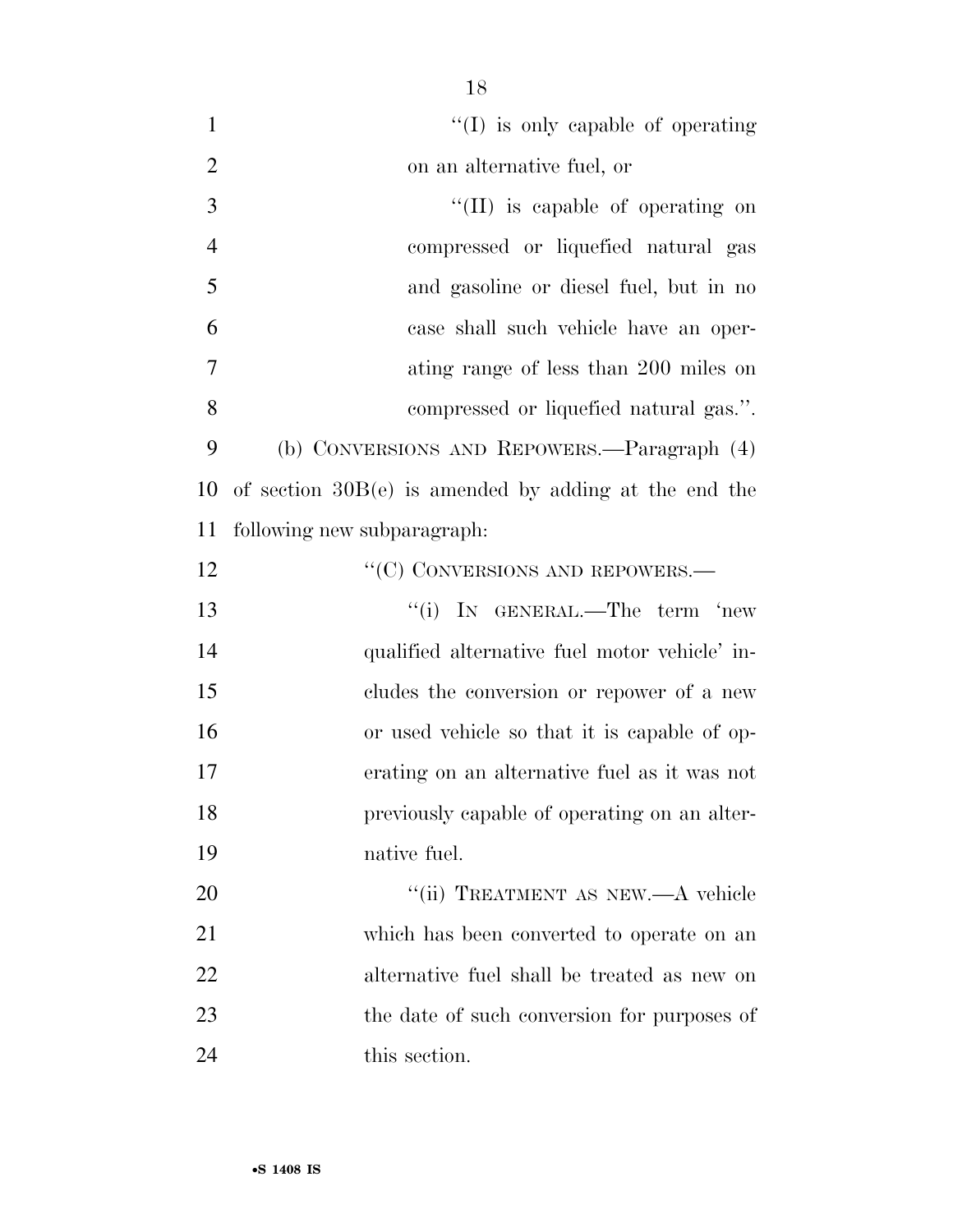"(I) is only capable of operating on an alternative fuel, or

"(II) is capable of operating on compressed or liquefied natural gas and gasoline or diesel fuel, but in no case shall such vehicle have an operating range of less than 200 miles on compressed or liquefied natural gas.".

(b) CONVERSIONS AND REPOWERS.—Paragraph (4) of section 30B(e) is amended by adding at the end the following new subparagraph:

"(C) CONVERSIONS AND REPOWERS.—

"(i) IN GENERAL.—The term 'new qualified alternative fuel motor vehicle' includes the conversion or repower of a new or used vehicle so that it is capable of operating on an alternative fuel as it was not previously capable of operating on an alternative fuel.

"(ii) TREATMENT AS NEW.—A vehicle which has been converted to operate on an alternative fuel shall be treated as new on the date of such conversion for purposes of this section.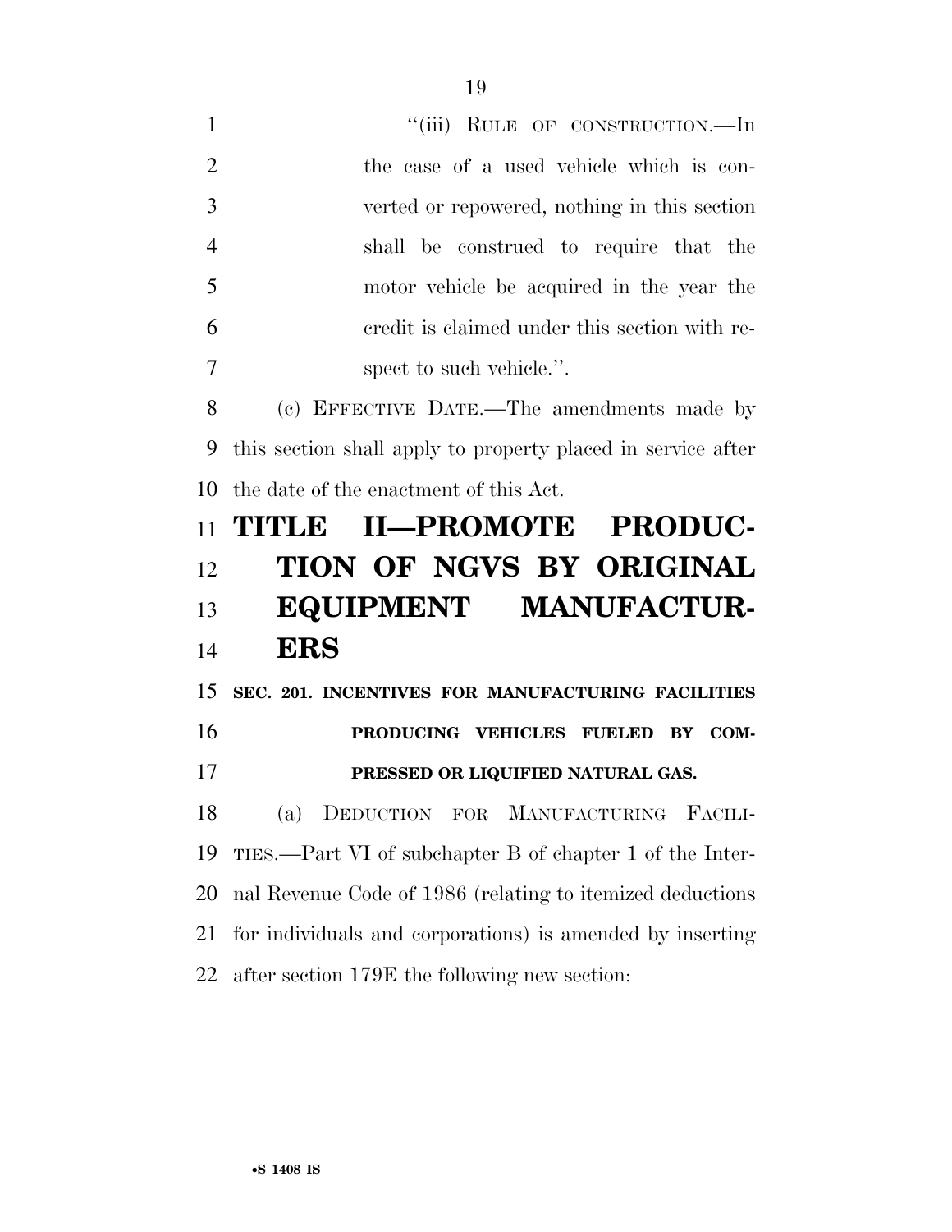"(iii) RULE OF CONSTRUCTION.—In the case of a used vehicle which is converted or repowered, nothing in this section shall be construed to require that the motor vehicle be acquired in the year the credit is claimed under this section with respect to such vehicle.".

(c) EFFECTIVE DATE.—The amendments made by this section shall apply to property placed in service after the date of the enactment of this Act.

# TITLE II—PROMOTE PRODUCTION OF NGVS BY ORIGINAL EQUIPMENT MANUFACTURERS

## SEC. 201. INCENTIVES FOR MANUFACTURING FACILITIES PRODUCING VEHICLES FUELED BY COMPRESSED OR LIQUIFIED NATURAL GAS.

(a) DEDUCTION FOR MANUFACTURING FACILITIES.—Part VI of subchapter B of chapter 1 of the Internal Revenue Code of 1986 (relating to itemized deductions for individuals and corporations) is amended by inserting after section 179E the following new section: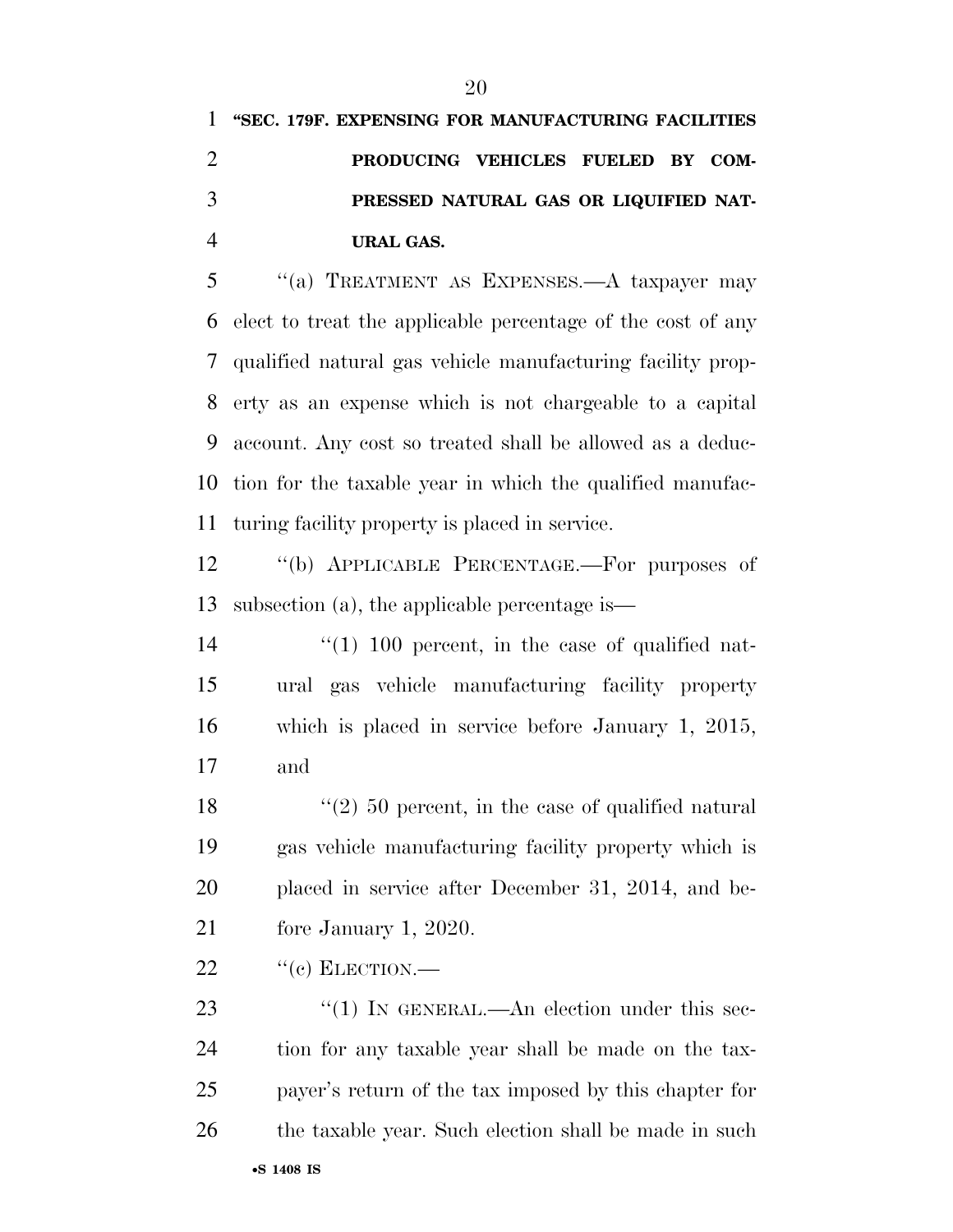**"SEC. 179F. EXPENSING FOR MANUFACTURING FACILITIES PRODUCING VEHICLES FUELED BY COMPRESSED NATURAL GAS OR LIQUIFIED NATURAL GAS.**

"(a) TREATMENT AS EXPENSES.—A taxpayer may elect to treat the applicable percentage of the cost of any qualified natural gas vehicle manufacturing facility property as an expense which is not chargeable to a capital account. Any cost so treated shall be allowed as a deduction for the taxable year in which the qualified manufacturing facility property is placed in service.

"(b) APPLICABLE PERCENTAGE.—For purposes of subsection (a), the applicable percentage is—

"(1) 100 percent, in the case of qualified natural gas vehicle manufacturing facility property which is placed in service before January 1, 2015, and

"(2) 50 percent, in the case of qualified natural gas vehicle manufacturing facility property which is placed in service after December 31, 2014, and before January 1, 2020.

"(c) ELECTION.—

"(1) IN GENERAL.—An election under this section for any taxable year shall be made on the taxpayer's return of the tax imposed by this chapter for the taxable year. Such election shall be made in such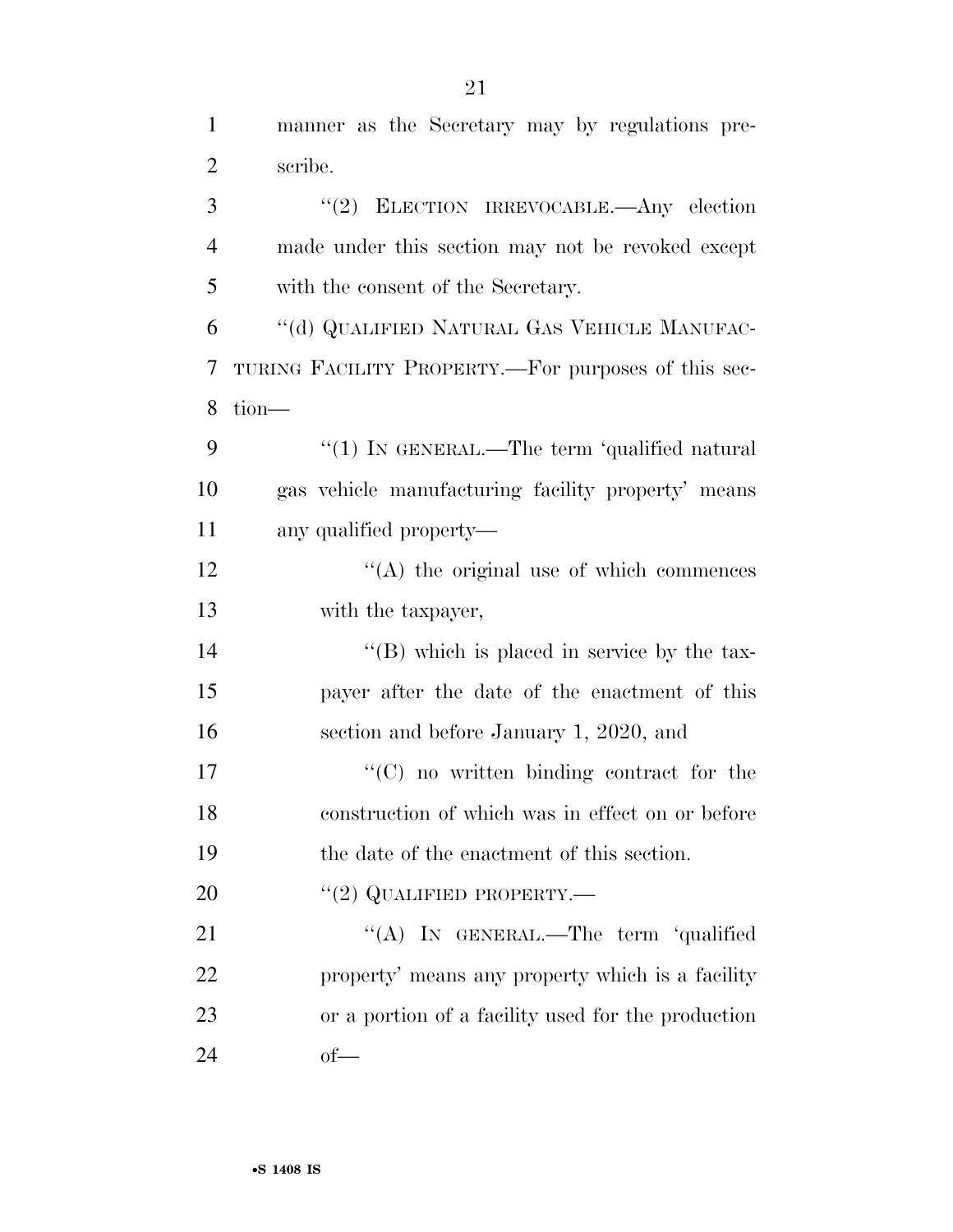manner as the Secretary may by regulations prescribe.

"(2) ELECTION IRREVOCABLE.—Any election made under this section may not be revoked except with the consent of the Secretary.

"(d) QUALIFIED NATURAL GAS VEHICLE MANUFACTURING FACILITY PROPERTY.—For purposes of this section—

"(1) IN GENERAL.—The term 'qualified natural gas vehicle manufacturing facility property' means any qualified property—

"(A) the original use of which commences with the taxpayer,

"(B) which is placed in service by the taxpayer after the date of the enactment of this section and before January 1, 2020, and

"(C) no written binding contract for the construction of which was in effect on or before the date of the enactment of this section.

"(2) QUALIFIED PROPERTY.—

"(A) IN GENERAL.—The term 'qualified property' means any property which is a facility or a portion of a facility used for the production of—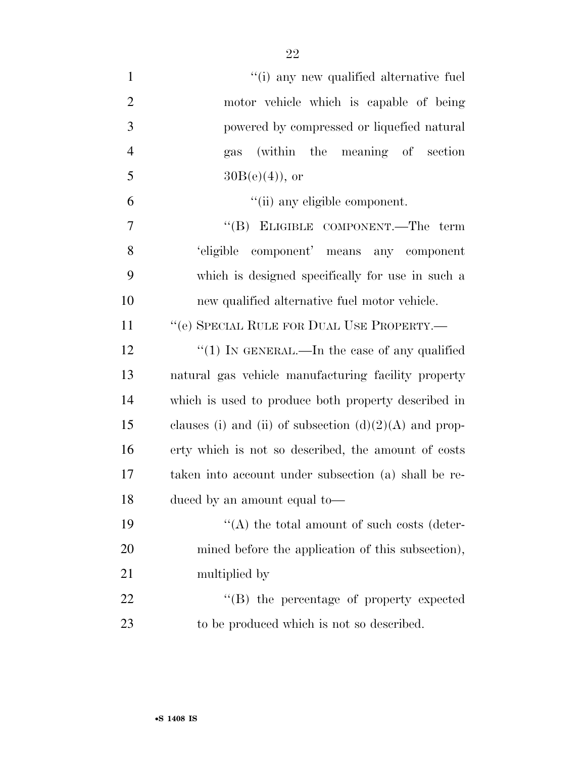"(i) any new qualified alternative fuel motor vehicle which is capable of being powered by compressed or liquefied natural gas (within the meaning of section 30B(e)(4)), or

"(ii) any eligible component.

"(B) ELIGIBLE COMPONENT.—The term 'eligible component' means any component which is designed specifically for use in such a new qualified alternative fuel motor vehicle.

"(e) SPECIAL RULE FOR DUAL USE PROPERTY.—

"(1) IN GENERAL.—In the case of any qualified natural gas vehicle manufacturing facility property which is used to produce both property described in clauses (i) and (ii) of subsection (d)(2)(A) and property which is not so described, the amount of costs taken into account under subsection (a) shall be reduced by an amount equal to—

"(A) the total amount of such costs (determined before the application of this subsection), multiplied by

"(B) the percentage of property expected to be produced which is not so described.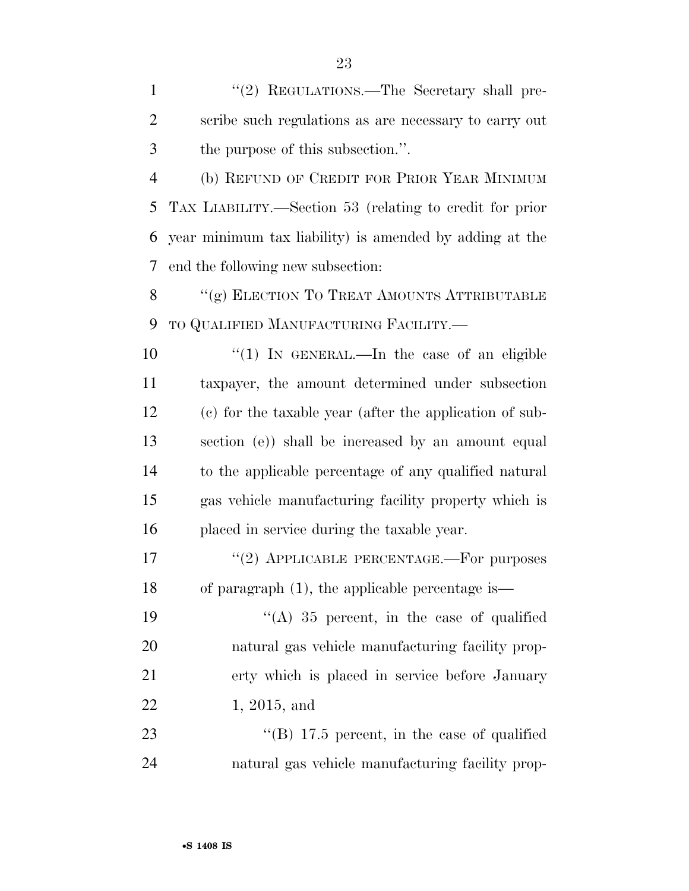''(2) REGULATIONS.—The Secretary shall prescribe such regulations as are necessary to carry out the purpose of this subsection.''.

(b) REFUND OF CREDIT FOR PRIOR YEAR MINIMUM TAX LIABILITY.—Section 53 (relating to credit for prior year minimum tax liability) is amended by adding at the end the following new subsection:

''(g) ELECTION TO TREAT AMOUNTS ATTRIBUTABLE TO QUALIFIED MANUFACTURING FACILITY.—

''(1) IN GENERAL.—In the case of an eligible taxpayer, the amount determined under subsection (c) for the taxable year (after the application of subsection (e)) shall be increased by an amount equal to the applicable percentage of any qualified natural gas vehicle manufacturing facility property which is placed in service during the taxable year.

''(2) APPLICABLE PERCENTAGE.—For purposes of paragraph (1), the applicable percentage is—

''(A) 35 percent, in the case of qualified natural gas vehicle manufacturing facility property which is placed in service before January 1, 2015, and

''(B) 17.5 percent, in the case of qualified natural gas vehicle manufacturing facility prop-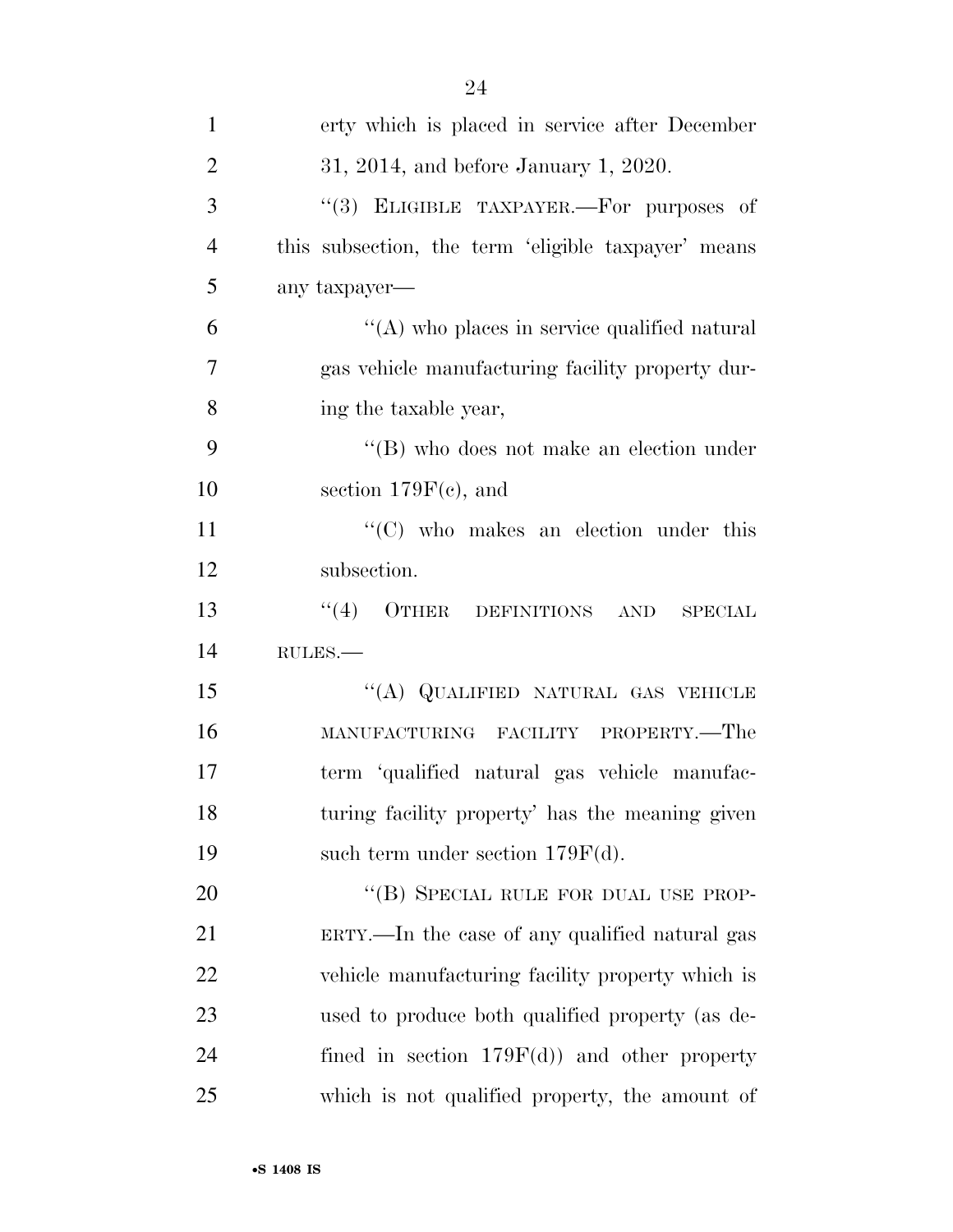erty which is placed in service after December 31, 2014, and before January 1, 2020.

''(3) ELIGIBLE TAXPAYER.—For purposes of this subsection, the term 'eligible taxpayer' means any taxpayer—

''(A) who places in service qualified natural gas vehicle manufacturing facility property during the taxable year,

''(B) who does not make an election under section 179F(c), and

''(C) who makes an election under this subsection.

''(4) OTHER DEFINITIONS AND SPECIAL RULES.—

''(A) QUALIFIED NATURAL GAS VEHICLE MANUFACTURING FACILITY PROPERTY.—The term 'qualified natural gas vehicle manufacturing facility property' has the meaning given such term under section 179F(d).

''(B) SPECIAL RULE FOR DUAL USE PROPERTY.—In the case of any qualified natural gas vehicle manufacturing facility property which is used to produce both qualified property (as defined in section 179F(d)) and other property which is not qualified property, the amount of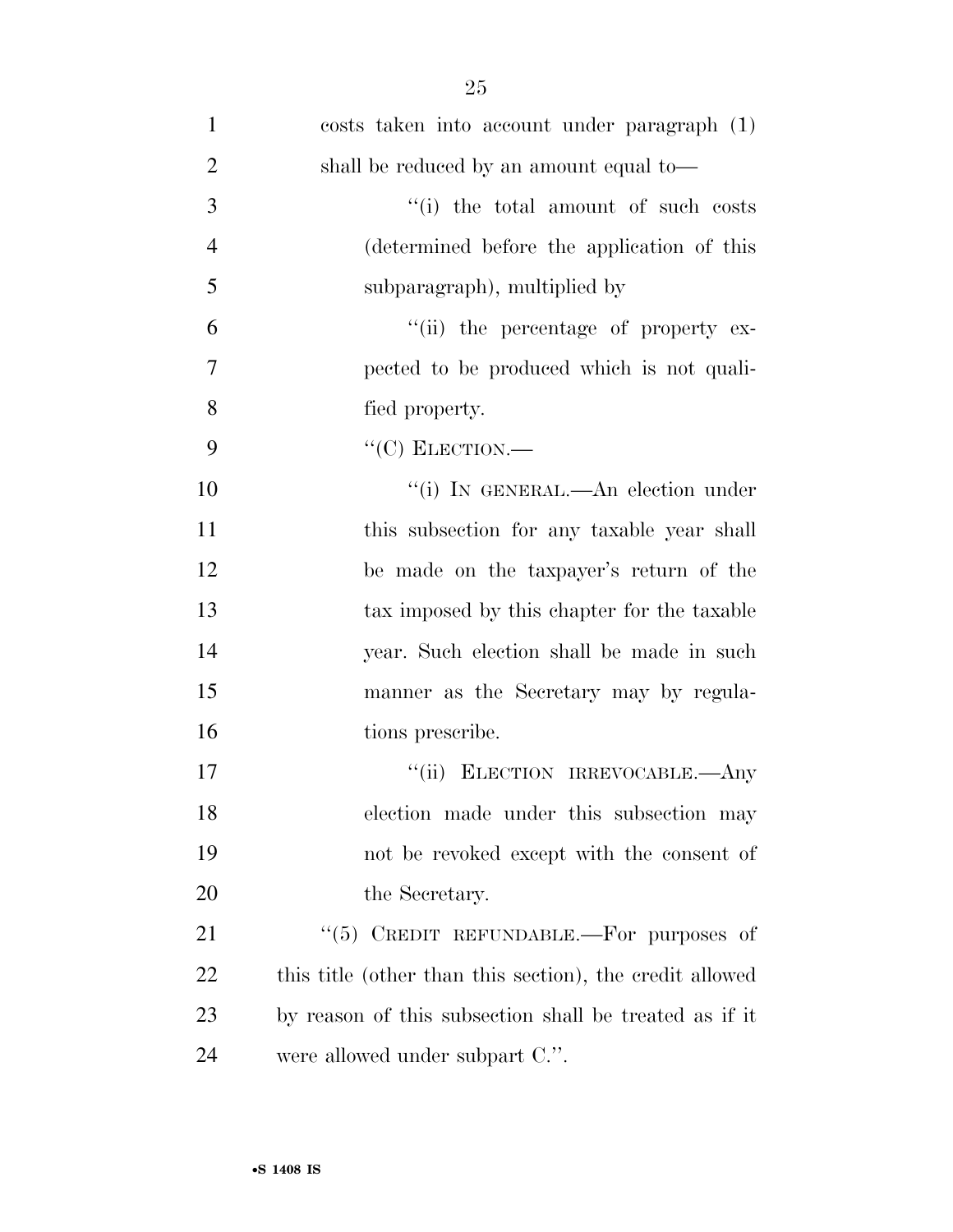costs taken into account under paragraph (1) shall be reduced by an amount equal to—

"(i) the total amount of such costs (determined before the application of this subparagraph), multiplied by

"(ii) the percentage of property expected to be produced which is not qualified property.

"(C) ELECTION.—

"(i) IN GENERAL.—An election under this subsection for any taxable year shall be made on the taxpayer's return of the tax imposed by this chapter for the taxable year. Such election shall be made in such manner as the Secretary may by regulations prescribe.

"(ii) ELECTION IRREVOCABLE.—Any election made under this subsection may not be revoked except with the consent of the Secretary.

"(5) CREDIT REFUNDABLE.—For purposes of this title (other than this section), the credit allowed by reason of this subsection shall be treated as if it were allowed under subpart C.".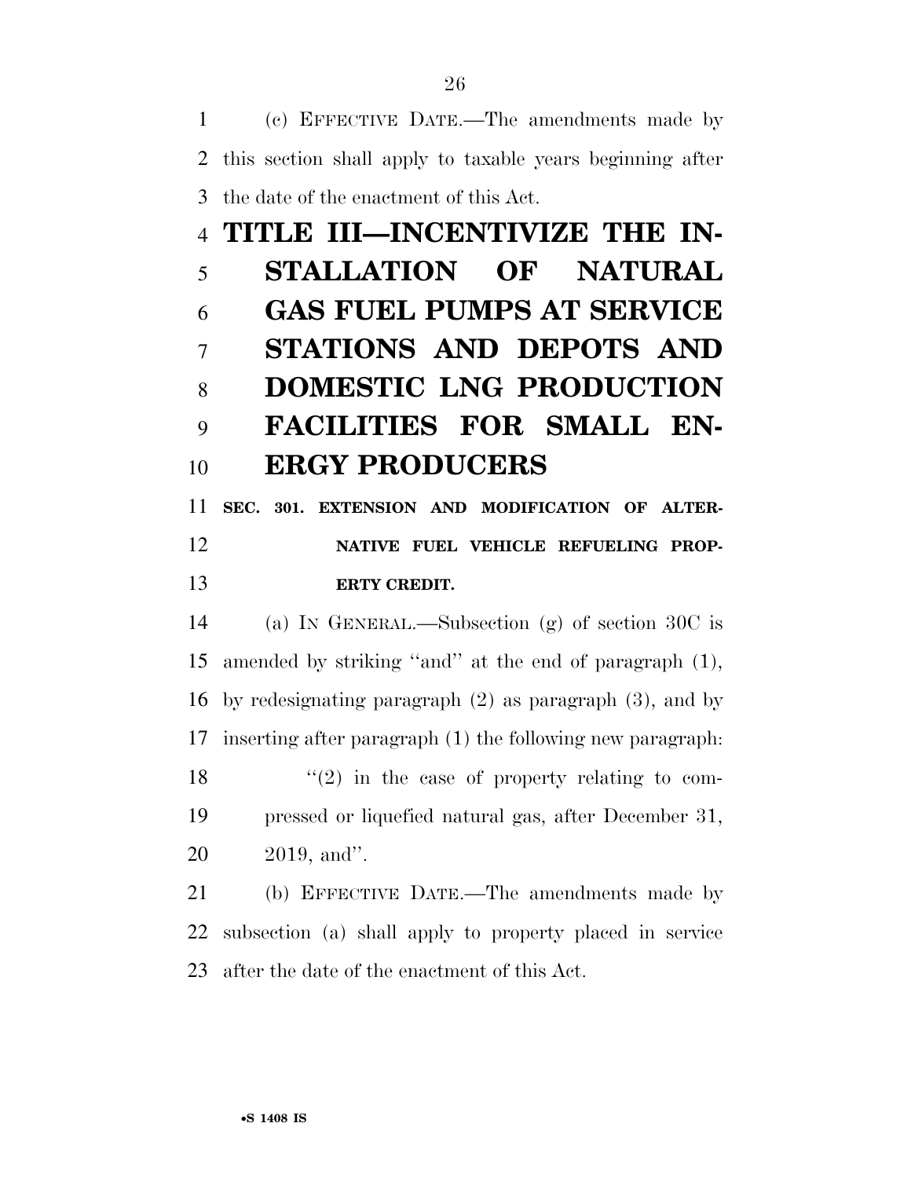(c) EFFECTIVE DATE.—The amendments made by this section shall apply to taxable years beginning after the date of the enactment of this Act.

# TITLE III—INCENTIVIZE THE INSTALLATION OF NATURAL GAS FUEL PUMPS AT SERVICE STATIONS AND DEPOTS AND DOMESTIC LNG PRODUCTION FACILITIES FOR SMALL ENERGY PRODUCERS

## SEC. 301. EXTENSION AND MODIFICATION OF ALTERNATIVE FUEL VEHICLE REFUELING PROPERTY CREDIT.

(a) IN GENERAL.—Subsection (g) of section 30C is amended by striking ''and'' at the end of paragraph (1), by redesignating paragraph (2) as paragraph (3), and by inserting after paragraph (1) the following new paragraph:

> ''(2) in the case of property relating to compressed or liquefied natural gas, after December 31, 2019, and''.

(b) EFFECTIVE DATE.—The amendments made by subsection (a) shall apply to property placed in service after the date of the enactment of this Act.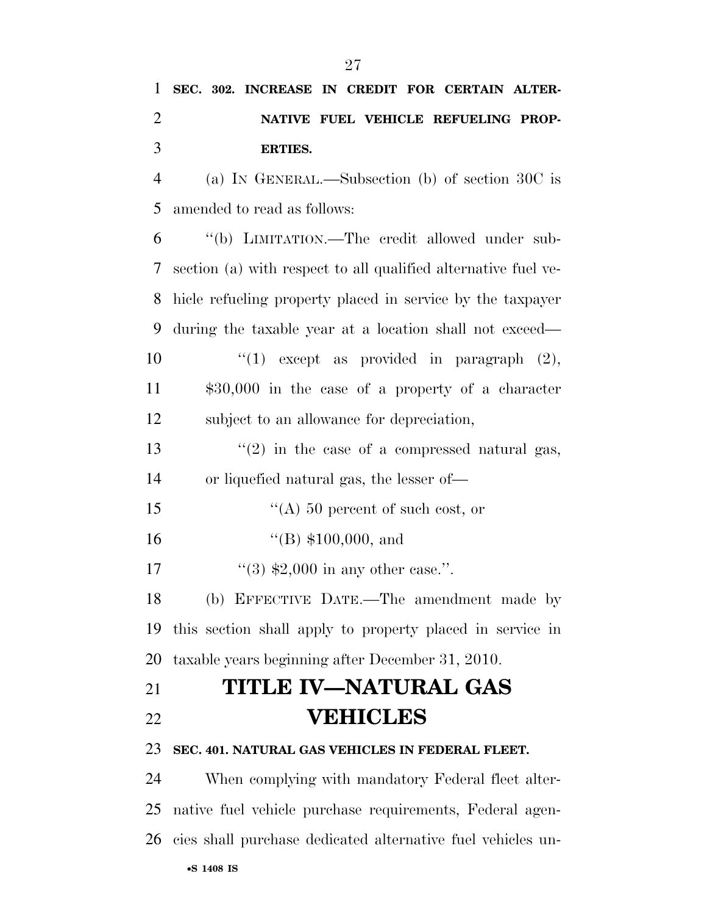**SEC. 302. INCREASE IN CREDIT FOR CERTAIN ALTERNATIVE FUEL VEHICLE REFUELING PROPERTIES.**

(a) IN GENERAL.—Subsection (b) of section 30C is amended to read as follows:

"(b) LIMITATION.—The credit allowed under subsection (a) with respect to all qualified alternative fuel vehicle refueling property placed in service by the taxpayer during the taxable year at a location shall not exceed—

"(1) except as provided in paragraph (2), $30,000 in the case of a property of a character subject to an allowance for depreciation,

"(2) in the case of a compressed natural gas, or liquefied natural gas, the lesser of—

"(A) 50 percent of such cost, or

"(B) $100,000, and

"(3) $2,000 in any other case.".

(b) EFFECTIVE DATE.—The amendment made by this section shall apply to property placed in service in taxable years beginning after December 31, 2010.

# TITLE IV—NATURAL GAS VEHICLES

**SEC. 401. NATURAL GAS VEHICLES IN FEDERAL FLEET.**

When complying with mandatory Federal fleet alternative fuel vehicle purchase requirements, Federal agencies shall purchase dedicated alternative fuel vehicles un-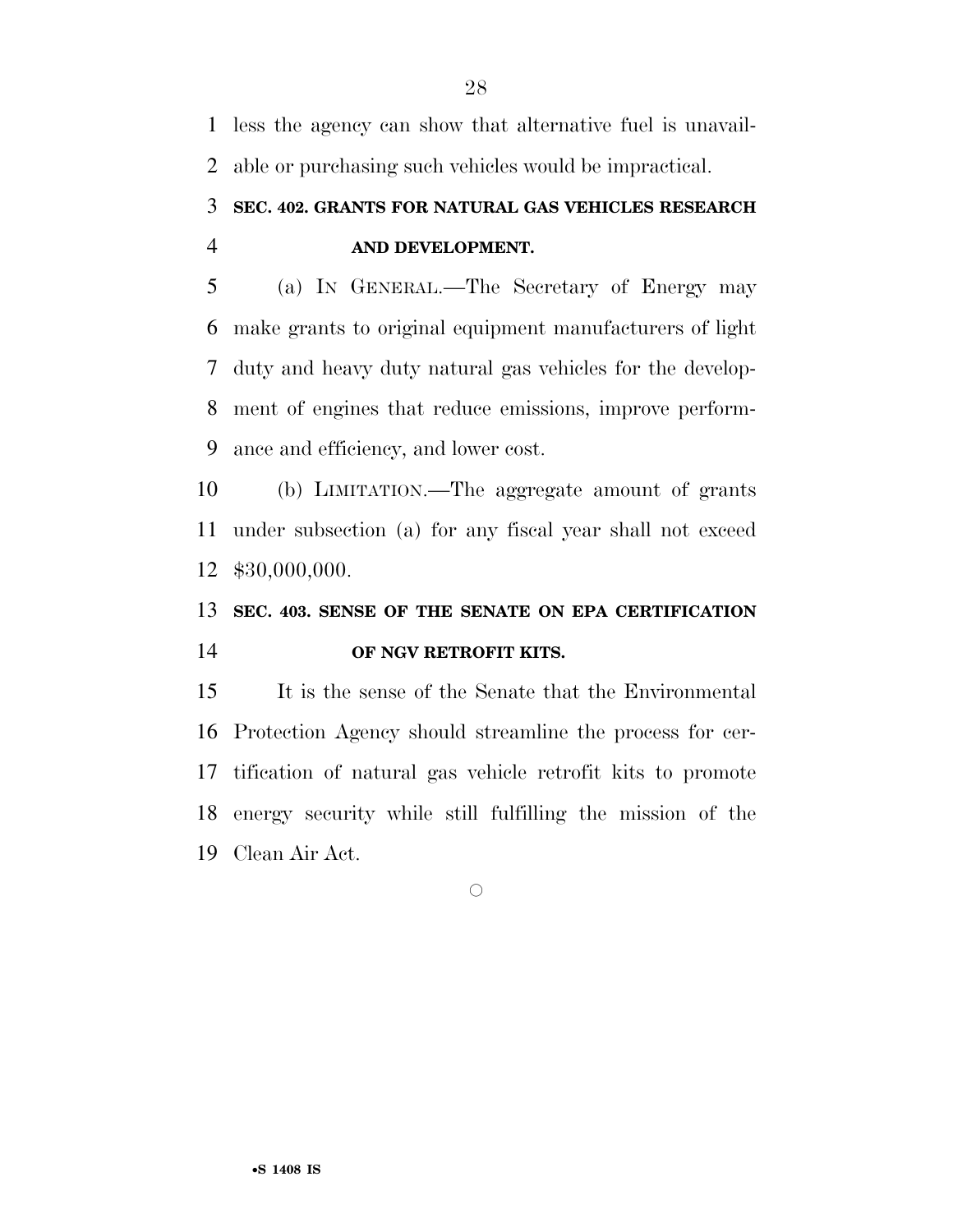less the agency can show that alternative fuel is unavailable or purchasing such vehicles would be impractical.

**SEC. 402. GRANTS FOR NATURAL GAS VEHICLES RESEARCH AND DEVELOPMENT.**

(a) IN GENERAL.—The Secretary of Energy may make grants to original equipment manufacturers of light duty and heavy duty natural gas vehicles for the development of engines that reduce emissions, improve performance and efficiency, and lower cost.

(b) LIMITATION.—The aggregate amount of grants under subsection (a) for any fiscal year shall not exceed $30,000,000.

**SEC. 403. SENSE OF THE SENATE ON EPA CERTIFICATION OF NGV RETROFIT KITS.**

It is the sense of the Senate that the Environmental Protection Agency should streamline the process for certification of natural gas vehicle retrofit kits to promote energy security while still fulfilling the mission of the Clean Air Act.

○